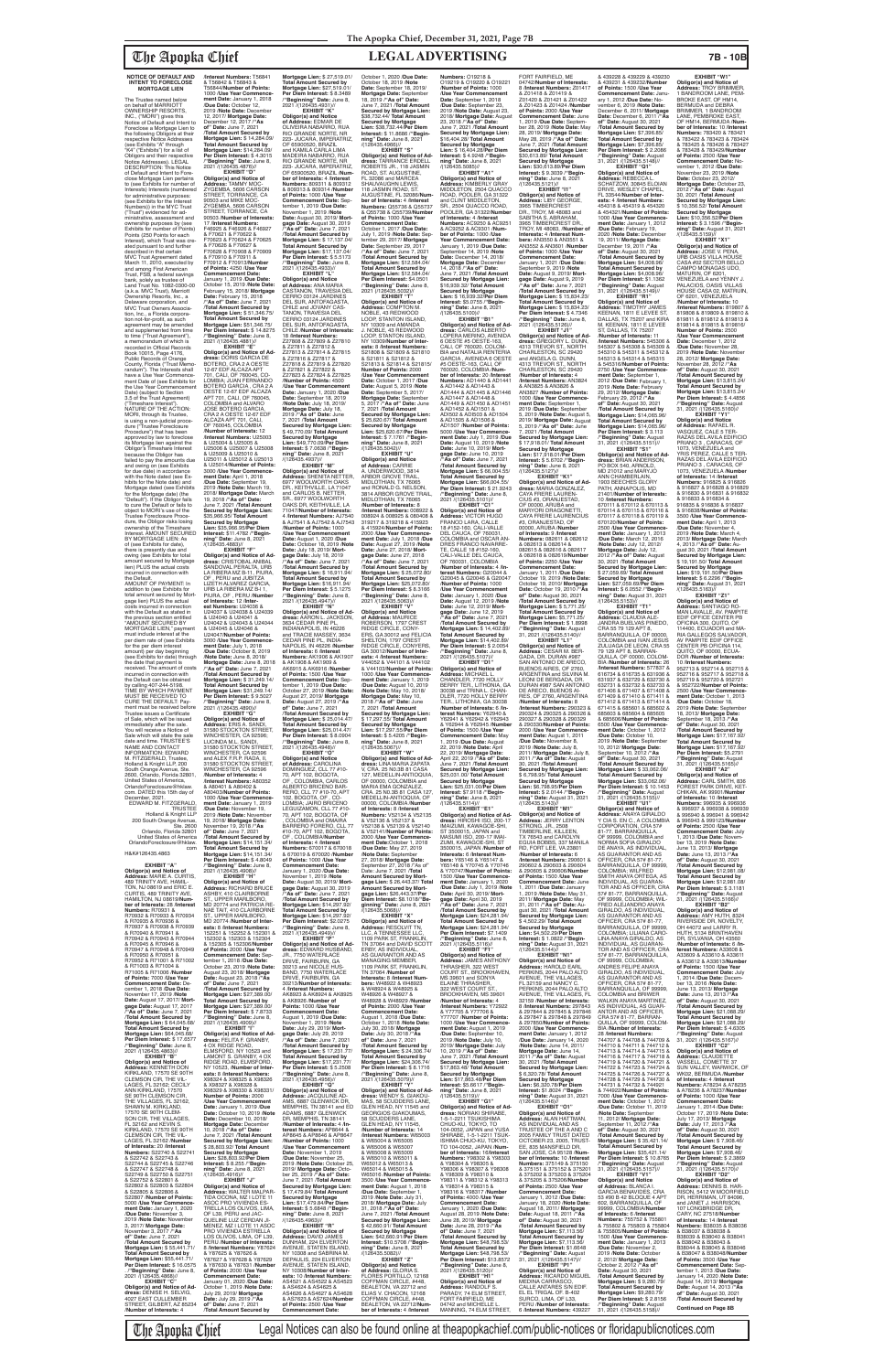**NOTICE OF DEFAULT AND INTENT TO FORECLOSE MORTGAGE LIEN**

The Trustee named below on behalf of MARRIOTT OWNERSHIP RESORTS, INC. ("MORI") gives this Notice of Default and Intent to Foreclose a Mortgage Lien to the following Obligors at their respective Notice Addresses (see Exhibits "A" through "K4" ("Exhibits") for a list of Obligors and their respective Notice Addresses). LEGAL DESCRIPTION: This Notice of Default and Intent to Foreclose Mortgage Lien pertains to (see Exhibits for number of Interests) Interests (numbered for administrative purposes: (see Exhibits for the Interest Numbers)) in the MVC Trust ("Trust") evidenced for administrative, assessment and ownership purposes by (see Exhibits for number of Points) Points (250 Points for each Interest), which Trust was created pursuant to and further described in that certain MVC Trust Agreement dated March 11, 2010, executed by and among First American Trust, FSB, a federal savings bank, solely as trustee of Land Trust No. 1082-0300-00 (a.k.a. MVC Trust), Marriott Ownership Resorts, Inc., a Delaware corporation, and MVC Trust Owners Association, Inc., a Florida corporation not-for-profit, as such agreement may be amended and supplemented from time to time ("Trust Agreement"), a memorandum of which is recorded in Official Records Book 10015, Page 4176, Public Records of Orange County, Florida ("Trust Memorandum"). The Interests shall have a Use Year Commencement Date of (see Exhibits for the Use Year Commencement Date) (subject to Section 3.5 of the Trust Agreement) ("Timeshare Interest"). NATURE OF THE ACTION: MORI, through its Trustee, is using a non-judicial procedure ("Trustee Foreclosure Procedure") that has been approved by law to foreclose its Mortgage lien against the Obligor's Timeshare Interest because the Obligor has failed to pay the amounts due and owing on (see Exhibits for the due date) in accordance with the Note dated (see Exhibits for the Note date) and Mortgage dated (see Exhibits for the Mortgage date) (the "Default"). If the Obligor fails to cure the Default or fails to object to MORI's use of the Trustee Foreclosure Procedure, the Obligor risks losing ownership of the Timeshare Interest. AMOUNT SECURED BY MORTGAGE LIEN: As of (see Exhibits for date), there is presently due and owing (see Exhibits for total amount secured by Mortgage lien) PLUS the actual costs incurred in connection with the Default. AMOUNT OF PAYMENT: In addition to (see Exhibits for total amount secured by Mortgage lien) PLUS the actual costs incurred in connection with the Default as stated in the previous section entitled "AMOUNT SECURED BY MORTGAGE LIEN," payment must include interest at the per diem rate of (see Exhibits for the per diem interest amount) per day beginning (see Exhibits for date) through the date that payment is received. The amount of costs incurred in connection with the Default can be obtained by calling 407-244-5198. TIME BY WHICH PAYMENT MUST BE RECEIVED TO CURE THE DEFAULT: Payment must be received before Trustee issues a Certificate of Sale, which will be issued immediately after the sale. You will receive a Notice of Sale which will state the sale date and time. TRUSTEE'S NAME AND CONTACT INFORMATION: EDWARD M. FITZGERALD, Trustee, Holland & Knight LLP, 200 South Orange Avenue, Ste. 2600, Orlando, Florida 32801, United States of America, OrlandoForeclosure@hklaw.com. DATED this 15th day of December, 2021

EDWARD M. FITZGERALD, TRUSTEE
Holland & Knight LLP
200 South Orange Avenue, Ste. 2600
Orlando, Florida 32801
United States of America
OrlandoForeclosure@hklaw.com

H&K#126435.4863

**EXHIBIT "A"**
**Obligor(s) and Notice of Address:** MARIE A. CURTIS, 489 TRINITY AVE, HAMILTON, NJ 08619 and ERIC E. CURTIS, 489 TRINITY AVE, HAMILTON, NJ 08619/**Number of Interests:** 28 /**Interest Numbers:** R70931 & R70932 & R70933 & R70934 & R70935 & R70936 & R70937 & R70938 & R70939 & R70940 & R70941 & R70942 & R70943 & R70944 & R70945 & R70946 & R70947 & R70948 & R70949 & R70950 & R70951 & R70952 & R71001 & R71002 & R71003 & R71004 & R71005 & R71006 /**Number of Points:** 7000 /**Use Year Commencement Date:** December 1, 2018 /**Due Date:** November 17, 2019 /**Note Date:** August 17, 2017/ **Mortgage Date:** August 17, 2017 /**"As of" Date:** June 7, 2021 /**Total Amount Secured by Mortgage Lien:** $ 64,045.68/ **Total Amount Secured by Mortgage Lien:** $64,045.68/ **Per Diem Interest:** $ 17.6577 /**"Beginning" Date:** June 8, 2021 /(126435.4863)//

**EXHIBIT "B"**
**Obligor(s) and Notice of Address:** KENNETH DON KIRKLAND, 17570 SE 90TH CLEMSON CIR, THE VILLAGES, FL 32162, CECILY ANN KIRKLAND, 17570 SE 90TH CLEMSON CIR, THE VILLAGES, FL 32162, SHAWN M. KIRKLAND, 17570 SE 90TH CLEMSON CIR, THE VILLAGES, FL 32162 and KEVIN S. KIRKLAND, 17570 SE 90TH CLEMSON CIR, THE VILLAGES, FL 32162/**Number of Interests:** 20 /**Interest Numbers:** S22740 & S22741 & S22742 & S22743 & S22744 & S22745 & S22746 & S22747 & S22748 & S22749 & S22750 & S22751 & S22752 & S22801 & S22802 & S22803 & S22804 & S22805 & S22806 & S22807 /**Number of Points:** 5000 /**Use Year Commencement Date:** January 1, 2020 /**Due Date:** November 3, 2019 /**Note Date:** November 3, 2017/ **Mortgage Date:** November 3, 2017 /**"As of" Date:** June 7, 2021 /**Total Amount Secured by Mortgage Lien:** $ 55,441.71/ **Total Amount Secured by Mortgage Lien:** $55,441.71/ **Per Diem Interest:** $ 16.0575 /**"Beginning" Date:** June 8, 2021 /(126435.4868)//

**EXHIBIT "C"**
**Obligor(s) and Notice of Address:** DENISE H. SELVIG, 4027 EAST CULLENBER STREET, GILBERT, AZ 85234 /**Number of Interests:** 4 /**Interest Numbers:** T56841 & T56842 & T56843 & T56844/**Number of Points:** 1000 /**Use Year Commencement Date:** January 1, 2018 /**Due Date:** October 12, 2019 /**Note Date:** December 12, 2017/ **Mortgage Date:** December 12, 2017 /**"As of" Date:** June 7, 2021 /**Total Amount Secured by Mortgage Lien:** $ 14,284.09/ **Total Amount Secured by Mortgage Lien:** $14,284.09/ **Per Diem Interest:** $ 4.3015 /**"Beginning" Date:** June 8, 2021 /(126435.4870)//

**EXHIBIT "D"**
**Obligor(s) and Notice of Address:** TAMMY MOCZYGEMBA, 5606 CARSON STREET, TORRANCE, CA 90503 and MIKE MOCZYGEMBA, 5606 CARSON STREET, TORRANCE, CA 90503/**Number of Interests:** 17 /**Interest Numbers:** F46925 & F46926 & F46927 & F70621 & F70622 & F70623 & F70624 & F70625 & F70626 & F70627 & F70628 & F70908 & F70909 & F70910 & F70911 & F70912 & F70913/**Number of Points:** 4250 /**Use Year Commencement Date:** January 1, 2019 /**Due Date:** October 15, 2019 /**Note Date:** February 15, 2018/ **Mortgage Date:** February 15, 2018 /**"As of" Date:** June 7, 2021 /**Total Amount Secured by Mortgage Lien:** $ 51,346.75/ **Total Amount Secured by Mortgage Lien:** $51,346.75/ **Per Diem Interest:** $ 14.8275 /**"Beginning" Date:** June 8, 2021 /(126435.4881)//

**EXHIBIT "E"**
**Obligor(s) and Notice of Address:** DORIS GARCIA DE BOTERO, CRA 2 A OESTE 12-67 EDF ALCAZA APT 701, CALI, OF 760045, COLOMBIA; JUAN FERNANDO BOTERO GARCIA, CRA 2 A OESTE 12-67 EDF ALCAZA APT 701, CALI, OF 760045, COLOMBIA and ALVARO JOSE BOTERO GARCIA, CRA 2 A OESTE 12-67 EDF ALCAZA APT 701, CALI, OF 760045, COLOMBIA /**Number of Interests:** 12 /**Interest Numbers:** U25003 & U25004 & U25005 & U25006 & U25007 & U25008 & U25009 & U25010 & U25011 & U25012 & U25013 & U25014/**Number of Points:** 3000 /**Use Year Commencement Date:** April 1, 2018 /**Due Date:** September 19, 2019 /**Note Date:** March 19, 2018/ **Mortgage Date:** March 19, 2018 /**"As of" Date:** June 7, 2021 /**Total Amount Secured by Mortgage Lien:** $35,966.95/ **Total Amount Secured by Mortgage Lien:** $35,966.95/**Per Diem Interest:** $11.4782 /**"Beginning" Date:** June 8, 2021 /(126435.4883)//

**EXHIBIT "F"**
**Obligor(s) and Notice of Address:** CRISTOBAL ANIBAL SANDOVAL PERALTA, URB LA RIBERA MZ B-11, PIURA, OF , PERU and JUSTIZA LIZETH ALVAREZ GARCIA, URB LA RIBERA MZ B-11, PIURA, OF , PERU /**Number of Interests:** 12 /**Interest Numbers:** U24036 & U24037 & U24038 & U24039 & U24040 & U24041 & U24042 & U24043 & U24044 & U24045 & U24046 & U24047/**Number of Points:** 3000 /**Use Year Commencement Date:** July 1, 2018 /**Due Date:** October 8, 2019 /**Note Date:** June 8, 2018/ **Mortgage Date:** June 8, 2018 /**"As of" Date:** June 7, 2021 /**Total Amount Secured by Mortgage Lien:** $ 31,249.14/ **Total Amount Secured by Mortgage Lien:** $31,249.14/ **Per Diem Interest:** $ 9.5027 /**"Beginning" Date:** June 8, 2021 /(126435.4890)//

**EXHIBIT "G"**
**Obligor(s) and Notice of Address:** ERIC A. SANDI, 31580 STOCKTON STREET, WINCHESTER, CA 92596; LUCINDA M.L. SANDI, 31580 STOCKTON STREET, WINCHESTER, CA 92596 and ALEX F.R.P. RADA, II, 31580 STOCKTON STREET, WINCHESTER, CA 92596 /**Number of Interests:** 4 /**Interest Numbers:** A80352 & A80401 & A80402 & A80403/**Number of Points:** 1000 /**Use Year Commencement Date:** January 1, 2019 /**Due Date:** November 19, 2019 /**Note Date:** November 19, 2018/ **Mortgage Date:** November 19, 2018 /**"As of" Date:** June 7, 2021 /**Total Amount Secured by Mortgage Lien:** $ 14,151.34/ **Total Amount Secured by Mortgage Lien:** $14,151.34/ **Per Diem Interest:** $ 4.8049 /**"Beginning" Date:** June 8, 2021 /(126435.4905)//

**EXHIBIT "H"**
**Obligor(s) and Notice of Address:** RICHARD BRUCE ASHBY, 410 CLAIRBORNE ST., UPPER MARLBORO, MD 20774 and PATRICIA RENAE TAIT, 410 CLAIRBORNE ST., UPPER MARLBORO, MD 20774/**Number of Interests:** 8 /**Interest Numbers:** 152251 & 152252 & 152301 & 152302 & 152303 & 152304 & 152305 & 152306/**Number of Points:** 2000 /**Use Year Commencement Date:** September 1, 2018 /**Due Date:** October 23, 2019 /**Note Date:** August 23, 2018/ **Mortgage Date:** August 23, 2018 /**"As of" Date:** June 7, 2021 /**Total Amount Secured by Mortgage Lien:** $27,389.00/ **Total Amount Secured by Mortgage Lien:** $27,389.00/ **Per Diem Interest:** $ 7.8733 /**"Beginning" Date:** June 8, 2021 /(126435.4909)//

**EXHIBIT "I"**
**Obligor(s) and Notice of Address:** FELITA F. GRANBY, 4 OX RIDGE ROAD, ELMSFORD, NY 10523 and JAMES E. GRANBY, 4 OX RIDGE ROAD, ELMSFORD, NY 10523, /**Number of Interests:** 8 /**Interest Numbers:** X98324 & X98325 & X98326 & X98327 & X98328 & X98329 & X98330 & X98331/ **Number of Points:** 2000 /**Use Year Commencement Date:** January 1, 2019 /**Due Date:** October 10, 2019 /**Note Date:** December 10, 2018/ **Mortgage Date:** December 10, 2018 /**"As of" Date:** June 7, 2021 /**Total Amount Secured by Mortgage Lien:** $28,803.92/**Total Amount Secured by Mortgage Lien:** $28,803.92/**Per Diem Interest:** $ 8.255 /**"Beginning" Date:** June 8, 2021 /(126435.4916)//

**EXHIBIT "J"**
**Obligor(s) and Notice of Address:** WALTER MAUPERTOA-OCONA, MZ I LOTE 1 ASOC PRO VIVIENDA ESTRELLA LOS OLIVOS, LIMA, OF L39, PERU and JACQUELINE LUZ CERDAN JIMENEZ, MZ I LOTE 11 ASOC PRO VIVIENDA ESTRELLA LOS OLIVOS, LIMA, OF L39, PERU /**Number of Interests:** 8 /**Interest Numbers:** Y87624 & Y87625 & Y87626 & Y87627 & Y87628 & Y87629 & Y87630 & Y87631/**Number of Points:** 2000 /**Use Year Commencement Date:** January 01, 2020 /**Due Date:** October 1, 2019 /**Note Date:** July 29, 2019/ **Mortgage Date:** July 29, 2019 /**"As of" Date:** June 7, 2021 /**Total Amount Secured by Mortgage Lien:** $ 27,519.01/ **Total Amount Secured by Mortgage Lien:** $27,519.01/ **Per Diem Interest:** $ 8.3489 /**"Beginning" Date:** June 8, 2021 /(126435.4931)//

**EXHIBIT "K"**
**Obligor(s) and Notice of Address:** EDMAR DE OLIVEIRA NABARRO, RUA RIO GRANDE NORTE, NR 293 JUCARA, IMPERATRIZ, OF 65900520, BRAZIL and ADRIELA CAROLLINA MADEIRA NABARRO, RUA RIO GRANDE NORTE, NR 293 -JUCARA, IMPERATRIZ, OF 65900520, BRAZIL /**Number of Interests:** 8 /**Interest Numbers:** 809311 & 809312 & 809313 & 809314/**Number of Points:** 1000 /**Use Year Commencement Date:** September 1, 2019 /**Due Date:** November 1, 2019 /**Note Date:** August 30, 2019/ **Mortgage Date:** August 30, 2019 /**"As of" Date:** June 7, 2021 /**Total Amount Secured by Mortgage Lien:** $ 17,137.04/ **Total Amount Secured by Mortgage Lien:** $17,137.04/ **Per Diem Interest:** $ 5.5173 /**"Beginning" Date:** June 8, 2021 /(126435.4939)//

**EXHIBIT "L"**
**Obligor(s) and Notice of Address:** ANA MARIA CASTANON, TRANSVERSAL DEL CERRO 0394 JARDINES DEL SUR, ANTOFAGASTA, CHILE and ANTONIO CASTANON, TRAVESIA DEL CERRO 0394 JARDINES DEL SUR, ANTOFAGASTA, CHILE /**Number of Interests:** 18 /**Interest Numbers:** Z27808 & Z27809 & Z27810 & Z27811 & Z27812 & Z27813 & Z27814 & Z27815 & Z27816 & Z27817 & Z27818 & Z27819 & Z27820 & Z27821 & Z27822 & Z27823 & Z27824 & Z27825 /**Number of Points:** 4500 /**Use Year Commencement Date:** January 1, 2020 /**Due Date:** September 18, 2019 /**Note Date:** July 18, 2019/ **Mortgage Date:** July 18, 2019 /**"As of" Date:** June 7, 2021 /**Total Amount Secured by Mortgage Lien:** $ 40,770.69/ **Total Amount Secured by Mortgage Lien:** $40,770.69/**Per Diem Interest:** $ 7.0638 /**"Beginning" Date:** June 8, 2021 /(126435.4943)//

**EXHIBIT "M"**
**Obligor(s) and Notice of Address:** SHENITA NETTER, 6977 WOODWORTH OAKS DR, KEITHVILLE, LA 71047 and CARLOS B. NETTER, 6977 WOODWORTH OAKS DR, KEITHVILLE, LA 71047/**Number of Interests:** 4 /**Interest Numbers:** AJ7540 & AJ7541 & AJ7542 & AJ7543 /**Number of Points:** 1000 /**Use Year Commencement Date:** August 1, 2020 /**Due Date:** October 19, 2019 /**Note Date:** July 19, 2019/ **Mortgage Date:** July 19, 2019 /**"As of" Date:** June 7, 2021 /**Total Amount Secured by Mortgage Lien:** $ 16,311.94/ **Total Amount Secured by Mortgage Lien:** $16,311.94/ **Per Diem Interest:** $ 5.1275 /**"Beginning" Date:** June 8, 2021 /(126435.4949)//

**EXHIBIT "N"**
**Obligor(s) and Notice of Address:** ARON K. JACKSON, 3634 CREEK PIER PL, INDIANAPOLIS, IN 46235 and TRACIE MARCEY, 3634 CREEK PIER PL, INDIANAPOLIS, IN 46235 /**Number of Interests:** 8 /**Interest Numbers:** AK9306 & AK7907 & AK9308 & AK9309 & AK6915 & AK6916 /**Number of Points:** 1500 /**Use Year Commencement Date:** September 1, 2019 /**Due Date:** October 27, 2019 /**Note Date:** August 27, 2019/ **Mortgage Date:** August 27, 2019 /**"As of" Date:** June 7, 2021 /**Total Amount Secured by Mortgage Lien:** $ 25,014.67/ **Total Amount Secured by Mortgage Lien:** $25,014.67/ **Per Diem Interest:** $ 8.0994 /**"Beginning" Date:** June 8, 2021 /(126435.4949)//

**EXHIBIT "O"**
**Obligor(s) and Notice of Address:** CAROLINA DOMINGUEZ, CLL 77 #10-70, APT 102, BOGOTA, OF , COLOMBIA; FAUSTO ALBERTO BRICENO BARRERO, CLL 77 #10-70, APT 102, BOGOTA, OF , COLOMBIA; JAIRO BRICENO LEGUIZAMON, CLL 77 #10-70, APT 102, BOGOTA, OF , COLOMBIA and OMAIRA BARRERO FORERO, CLL 77 #10-70, APT 102, BOGOTA, OF , COLOMBIA/**Number of Interests:** 4 /**Interest Numbers:** 670017 & 670018 & 670019 & 670020 /**Number of Points:** 1000 /**Use Year Commencement Date:** January 1, 2020 /**Due Date:** October 30, 2019 /**Note Date:** August 30, 2019/ **Mortgage Date:** August 30, 2019 /**"As of" Date:** June 7, 2021 /**Total Amount Secured by Mortgage Lien:** $ 14,257.92/ **Total Amount Secured by Mortgage Lien:** $14,257.92/ **Per Diem Interest:** $4.0275 /**"Beginning" Date:** June 8, 2021 /(126435.4949)//

**EXHIBIT "P"**
**Obligor(s) and Notice of Address:** EDWARD HUSBAND, 7700 WATERLACE DRIVE, FAIRBURN, GA 30213 and NICOLE HUSBAND, 7700 WATERLACE DRIVE, FAIRBURN, GA 30213/**Number of Interests:** 6 /**Interest Numbers:** AK6923 & AK6924 & AK6925 & AK6926 /**Number of Points:** 1000 /**Use Year Commencement Date:** September 1, 2019 /**Due Date:** November 1, 2019 /**Note Date:** July 29, 2019/ **Mortgage Date:** July 29, 2019 /**"As of" Date:** June 7, 2021 /**Total Amount Secured by Mortgage Lien:** $ 17,231.77/ **Total Amount Secured by Mortgage Lien:** $17,231.77/ **Per Diem Interest:** $ 5.2508 /**"Beginning" Date:** June 8, 2021 /(126435.4956)//

**EXHIBIT "Q"**
**Obligor(s) and Notice of Address:** JACQUELINE AIDYMELENA, 4897 GLENWICK DR, MEMPHIS, TN 38141 and ED ADAMS, 4897 GLENWICK DR, MEMPHIS, TN 38141 /**Number of Interests:** 4 /**Interest Numbers:** AP6644 & AP6645 & AP6646 & AP6647 /**Number of Points:** 1000 /**Use Year Commencement Date:** November 25, 2019 /**Note Date:** November 25, 2019/ **Mortgage Date:** October 25, 2019 /**"As of" Date:** June 7, 2021 /**Total Amount Secured by Mortgage Lien:** $17,479.84/ **Total Amount Secured by Mortgage Lien:** $17,479.84/**Per Diem Interest:** $ 5.6848 /**"Beginning" Date:** June 8, 2021 /(126435.4963)//

**EXHIBIT "R"**
**Obligor(s) and Notice of Address:** DAVID JAMES GANIS, 24 ELVERTON AVENUE, STATEN ISLAND, NY 10308 and SABRINA M. DEPAULIS, 24 ELVERTON AVENUE, STATEN ISLAND, NY 10308/**Number of Interests:** 16 /**Interest Numbers:** AS4521 & AS4522 & AS4523 & AS4524 & AS4525 & AS4526 & AS4527 & AS4528 & AS4529 & AS4530 & AS4531 & AS7623 & AS7624/**Number of Points:** 4000 /**Use Year Commencement Date:** October 1, 2020 /**Due Date:** October 18, 2019 /**Note Date:** September 18, 2019/ **Mortgage Date:** September 18, 2019 /**"As of" Date:** June 7, 2021 /**Total Amount Secured by Mortgage Lien:** $38,732.44 /**Total Amount Secured by Mortgage Lien:** $38,732.44/**Per Diem Interest:** $ 11.6686 /**"Beginning" Date:** June 8, 2021 /(126435.4966)//

**EXHIBIT "S"**
**Obligor(s) and Notice of Address:** FARRANCE ERSELL TARVER, 2500 OLD MARIN ROAD, ST. AUGUSTINE, FL 32086 and MARIEPAULE NEPHRAN, 2500 OLD MARIN ROAD, ST. AUGUSTINE, FL 32086/**Number of Interests:** 4 /**Interest Numbers:** CE6736 & CE6737 & CE6738 & CE6739/**Number of Points:** 1000 /**Use Year Commencement Date:** July 1, 2017 /**Due Date:** July 1, 2019 /**Note Date:** September 29, 2017/ **Mortgage Date:** September 29, 2017 /**"As of" Date:** June 7, 2021 /**Total Amount Secured by Mortgage Lien:** $ 12,564.04/ **Total Amount Secured by Mortgage Lien:** $12,564.04/ **Per Diem Interest:** $4.0501 /**"Beginning" Date:** June 8, 2021 /(126435.5032)//

**EXHIBIT "T"**
**Obligor(s) and Notice of Address:** JEFFREY N. NOBLE, 40 REDWOOD LOOP, STATEN ISLAND, NY 10309 and AMANDA J. NOBLE, 40 REDWOOD LOOP, STATEN ISLAND, NY 10309/**Number of Interests:** 8 /**Interest Numbers:** S21808 & S21809 & S21810 & S21811 & S21812 & S21813 & S21814 & S21815/**Number of Points:** 2000 /**Use Year Commencement Date:** October 1, 2017 /**Due Date:** August 3, 2019 /**Note Date:** September 5, 2017/ **Mortgage Date:** September 5, 2017 /**"As of" Date:** June 7, 2021 /**Total Amount Secured by Mortgage Lien:** $20,620.67/ **Total Amount Secured by Mortgage Lien:** $20,620.67/**Per Diem Interest:** $ 7.1781 /**"Beginning" Date:** June 8, 2021 /(126435.5039)//

**EXHIBIT "U"**
**Obligor(s) and Notice of Address:** CARRIE A. UNDERWOOD, 3814 ARBOR GROVE TRAIL, MIDLOTHIAN, TX 76065 and RONALD G. NELSON, 3814 ARBOR GROVE TRAIL, MIDLOTHIAN, TX 76065 /**Number of Interests:** 8 /**Interest Numbers:** 086922 & 086924 & 080925 & 080408 & 319217 & 319218 & 415923 & 415924/**Number of Points:** 2000 /**Use Year Commencement Date:** July 1, 2018 /**Due Date:** August 27, 2019 /**Note Date:** June 27, 2018/ **Mortgage Date:** June 27, 2018 /**"As of" Date:** June 7, 2021 /**Total Amount Secured by Mortgage Lien:** $ 25,072.60/ **Total Amount Secured by Mortgage Lien:** $25,072.60/ **Per Diem Interest:** $ 8.3166 /**"Beginning" Date:** June 8, 2021 /(126435.5046)//

**EXHIBIT "V"**
**Obligor(s) and Notice of Address:** MAURICE ROBERSON, 1737 CREST RIDGE CIRCLE, CONYERS, GA 30012 and FELICIA GILLESPIE ROBERSON, 1737 CREST RIDGE CIRCLE, CONYERS, GA 30012 /**Number of Interests:** 4 /**Interest Numbers:** V44101 & V44102 & V44103 & V44104/**Number of Points:** 1000 /**Use Year Commencement Date:** January 1, 2019 /**Due Date:** August 10, 2019 /**Note Date:** May 10, 2018/ **Mortgage Date:** May 10, 2018 /**"As of" Date:** June 7, 2021 /**Total Amount Secured by Mortgage Lien:** $ 17,297.55/ **Total Amount Secured by Mortgage Lien:** $17,297.55/**Per Diem Interest:** $ 5.4205 /**"Beginning" Date:** June 8, 2021 /(126435.5067)//

**EXHIBIT "W"**
**Obligor(s) and Notice of Address:** LINA MARIA ZAPATA VERA, Z5 NO.38 61 CASA 101 MEDELLIN-ANTIOQUIA, OF , COLOMBIA and ANA MARIA EMA GONZALEZ, CL 25 NO.38 61 CASA 101 MEDELLIN-ANTIOQUIA, OF , COLOMBIA /**Number of Interests:** 8 /**Interest Numbers:** Y92134 & Y92135 & Y92136 & Y92137 & Y92138 & Y92139 & Y92140 & Y92141/**Number of Points:** 2000 /**Use Year Commencement Date:** January 1, 2019 /**Due Date:** November 27, 2019 /**Note Date:** December 27, 2018/ **Mortgage Date:** December 27, 2018 /**"As of" Date:** June 7, 2021 /**Total Amount Secured by Mortgage Lien:** $26,443.27/**Total Amount Secured by Mortgage Lien:** $8.1018 /**Beginning" Date:** June 8, 2021 /(126435.5068)//

**EXHIBIT "X"**
**Obligor(s) and Notice of Address:** RESOLVIT TN, LLC, A TENNESSEE LLC, 1109 PARK ST, FRANKLIN, TN 37064 and DAVID SCOTT FREY, AS INDIVIDUAL AS GUARANTOR AND AS MANAGER/MEMBER, 1109 PARK ST, FRANKLIN, TN 37064/**Number of Interests:** 16 /**Interest Numbers:** W48923 & W48924 & W48925 & W48926 & W48927 & W48928 & W48929/**Number of Points:** 2000 /**Use Year Commencement Date:** August 1, 2018 /**Due Date:** October 1, 2019 /**Note Date:** July 30, 2018/ **Mortgage Date:** July 30, 2018 /**"As of" Date:** June 7, 2021 /**Total Amount Secured by Mortgage Lien:** $ 24,306.74/ **Total Amount Secured by Mortgage Lien:** $24,306.74/ **Per Diem Interest:** $ 6.1716 /**"Beginning" Date:** June 8, 2021 /(126435.5079)//

**EXHIBIT "Y"**
**Obligor(s) and Notice of Address:** WENDY E. GIARDULLO, 33 FLORENCE ST, GLEN HEAD, NY 11545 and GREGORY GIARDULLO, 38 SCUDDERS LANE, GLEN HEAD, NY 11545, /**Number of Interests:** 14 /**Interest Numbers:** W65003 & W65004 & W65005 & W65006 & W65007 & W65008 & W65009 & W65010 & W65011 & W65012 & W65013 & W65014 & W65015 & W65016/**Number of Points:** 3500 /**Use Year Commencement Date:** September 1, 2018 /**Due Date:** September 1, 2019 /**Note Date:** July 31, 2018/ **Mortgage Date:** July 31, 2018 /**"As of" Date:** June 7, 2021 /**Total Amount Secured by Mortgage Lien:** $ 42,900.91/ **Total Amount Secured by Mortgage Lien:** $42,900.91/**Per Diem Interest:** $10.5706 /**"Beginning" Date:** June 8, 2021 /(126435.5095)//

**EXHIBIT "Z"**
**Obligor(s) and Notice of Address:** GLORIA S. FLORES PORTALO, 1218B COFFMAN CIRCLE, #446, FAIRFIELD, CA 94533 and ROLANDO B. CHACON, 1218B COFFMAN CIRCLE, #446, FAIRFIELD, CA 94533/**Number of Interests:** 5 /**Interest Numbers:** O19218 & O19219 & O19220 & O19221 /**Number of Points:** 1000 /**Use Year Commencement Date:** September 1, 2018 /**Due Date:** September 23, 2019 /**Note Date:** August 23, 2018/ **Mortgage Date:** August 23, 2018 /**"As of" Date:** June 7, 2021 /**Total Amount Secured by Mortgage Lien:** $ 16,404.28/**Total Amount Secured by Mortgage Lien:** $16,404.28/**Per Diem Interest:** $ 4.9248 /**"Beginning" Date:** June 8, 2021 /(126435.5098)//

**EXHIBIT "A1"**
**Obligor(s) and Notice of Address:** KIMBERLY GRAY MIDDLETON, 2504 QUACCO ROAD, POOLER, GA 31322 and CLINT MIDDLETON, SR., 2504 QUACCO ROAD, POOLER, GA 31322/**Number of Interests:** 4 /**Interest Numbers:** AC9250 & AC9251 & AC9252 & AC9301 /**Number of Points:** 1000 /**Use Year Commencement Date:** January 1, 2019 /**Due Date:** September 14, 2019 /**Note Date:** December 14, 2018/ **Mortgage Date:** December 14, 2018 /**"As of" Date:** June 7, 2021 /**Total Amount Secured by Mortgage Lien:** $16,939.32/**Total Amount Secured by Mortgage Lien:** $ 16,939.32/**Per Diem Interest:** $5.0755 /**"Beginning" Date:** June 8, 2021 /(126435.5100)//

**EXHIBIT "B1"**
**Obligor(s) and Notice of Address:** CARLOS ALBERTO LOPERA MERINO, AVENIDA 6 OESTE #5 OESTE-163, CALI, OF 760020, COLOMBIA and NATALIA HERRERA CORTES, AVENIDA 6 OESTE #5 OESTE-163, CALI, OF 760020, COLOMBIA /**Number of Interests:** 10 /**Interest Numbers:** AD1440 & AD1441 & AD1442 & AD1443 & AD1444 & AD1445 & AD1446 & AD1447 & AD1448 & AD1449 & AD1450 & AD1451 & AD1452 & AD1501 & AD1502 & AD1503 & AD1504 & AD1505 & AD1506 & AD1507 /**Number of Points:** 5000 /**Use Year Commencement Date:** January 1, 2019 /**Due Date:** October 1, 2019 /**Note Date:** November 1, 2018/ **Mortgage Date:** November 1, 2018 /**"As of" Date:** June 7, 2021 /**Total Amount Secured by Mortgage Lien:** $ 66,004.55/ **Total Amount Secured by Mortgage Lien:** $66,004.55 /**Per Diem Interest:** $ 21.5243 /**"Beginning" Date:** June 8, 2021 /(126435.5109)//

**EXHIBIT "C1"**
**Obligor(s) and Notice of Address:** VICTOR HUGO FRANCO LARA, CALLE 18 #152-150, CALI-VALLE DEL CAUCA, OF 760031, COLOMBIA and CLAUDIA ORIDA FRANCO RAMIREZ, CALLE 18 #152-150, CALI-VALLE DEL CAUCA, OF 760031, COLOMBIA /**Number of Interests:** 4 /**Interest Numbers:** G20044 & G20045 & G20046 & G20047 /**Number of Points:** 1000 /**Use Year Commencement Date:** January 1, 2020 /**Due Date:** November 12, 2019 /**Note Date:** June 12, 2019/ **Mortgage Date:** June 12, 2019 /**"As of" Date:** June 7, 2021 /**Total Amount Secured by Mortgage Lien:** $ 14,402.89/ **Total Amount Secured by Mortgage Lien:** $14,402.89/ **Per Diem Interest:** $ 2.0054 /**"Beginning" Date:** June 8, 2021 /(126435.5107)//

**EXHIBIT "D1"**
**Obligor(s) and Notice of Address:** MICHAEL L. CHANDLER, 7720 HOLLY BERRY TER, LITHONIA, GA 30058 and TRINIA LYNN CHANDLER, 7720 HOLLY BERRY TER, LITHONIA, GA 30058 /**Number of Interests:** 8 /**Interest Numbers:** Y62940 & Y62941 & Y62942 & Y62943 & Y62944 & Y62945 /**Number of Points:** 1500 /**Use Year Commencement Date:** May 1, 2019 /**Due Date:** September 22, 2019 /**Note Date:** April 22, 2019/ **Mortgage Date:** April 22, 2019 /**"As of" Date:** June 7, 2021 /**Total Amount Secured by Mortgage Lien:** $25,031.00/**Total Amount Secured by Mortgage Lien:** $25,031.00/**Per Diem Interest:** $ 7.4645 /**"Beginning" Date:** June 8, 2021 /(126435.5114)//

**EXHIBIT "E1"**
**Obligor(s) and Notice of Address:** HIROSHI ISO, 290-17 NAKAZAWA, KAGOSHIMA-SHI, 8900015 and YOSHIE ISO, 290-17 NAKAZAWA, KAGOSHIMA-SHI, 8900015, JAPAN /**Number of Interests:** 4 /**Interest Numbers:** Y85146 & Y85147 & Y85148 & Y85149 & Y70746 & Y70747 /**Number of Points:** 1500 /**Use Year Commencement Date:** July 1, 2019 /**Due Date:** July 1, 2019 /**Note Date:** April 30, 2019/ **Mortgage Date:** April 30, 2019 /**"As of" Date:** June 7, 2021 /**Total Amount Secured by Mortgage Lien:** $24,281.94/ **Total Amount Secured by Mortgage Lien:** $24,281.94/ **Per Diem Interest:** $7.1495 /**"Beginning" Date:** June 8, 2021 /(126435.5121)//

**EXHIBIT "F1"**
**Obligor(s) and Notice of Address:** ANTHONY THRASHER, 322 WEST COURT ST., BROOKHAVEN, MS 39601 and SONYA ELAINE THRASHER, 322 WEST COURT ST., BROOKHAVEN, MS 39601 /**Number of Interests:** 4 /**Interest Numbers:** Y77906 & Y77907 & Y77908 & Y77907 /**Number of Points:** 1000 /**Use Year Commencement Date:** August 1, 2019 /**Due Date:** September 10, 2019 /**Note Date:** July 10, 2019/ **Mortgage Date:** July 10, 2019 /**"As of" Date:** June 7, 2021 /**Total Amount Secured by Mortgage Lien:** $17,863.48/ **Total Amount Secured by Mortgage Lien:** $17,863.48/ **Per Diem Interest:** $ 5.3636 /**"Beginning" Date:** June 8, 2021 /(126435.5130)//

**EXHIBIT "G1"**
**Obligor(s) and Notice of Address:** NORIAKI SHIRAISHI, 1-5-1-2211 TSUKISHIMA CHUO-KU, TOKYO, TO 104-0052, JAPAN and YUSA SHIRAISHI, 1-5-1-2211 TSUKISHIMA CHUO-KU, TOKYO, TO 104-0052, JAPAN /**Number of Interests:** 8 /**Interest Numbers:** Y98302 & Y98303 & Y98304 & Y98305 & Y98306 & Y98307 & Y98308 & Y98309 & Y98310 & Y98311 & Y98312 & Y98313 & Y98314 & Y98315 & Y98316 & Y98317/**Number of Points:** 4000 /**Use Year Commencement Date:** January 1, 2020 /**Due Date:** August 28, 2019 /**Note Date:** June 28, 2019/ **Mortgage Date:** June 28, 2019 /**"As of" Date:** June 7, 2021 /**Total Amount Secured by Mortgage Lien:** $48,166.10/ **Total Amount Secured by Mortgage Lien:** $48,166.10/ **Per Diem Interest:** $13.8572 /**"Beginning" Date:** June 8, 2021 /(126435.5120)//

**EXHIBIT "H1"**
**Obligor(s) and Notice of Address:** RANDOLPH S. MCWANN, 14 ELM STREET, FORT FAIRFIELD, ME 04742 and MICHELLE L. MANNING, 14 ELM STREET, FORT FAIRFIELD, ME 04742/**Number of Interests:** 8 /**Interest Numbers:** Z01417 & Z01418 & Z01419 & Z01420 & Z01421 & Z01422 & Z01423 & Z01424 /**Number of Points:** 2000 /**Use Year Commencement Date:** July 1, 2019 /**Due Date:** September 28, 2019 /**Note Date:** May 28, 2019/ **Mortgage Date:** May 28, 2019 /**"As of" Date:** June 7, 2021 /**Total Amount Secured by Mortgage Lien:** $30,613.93/ **Total Amount Secured by Mortgage Lien:** $30,613.93/**Per Diem Interest:** $ 9.3939 /**"Beginning" Date:** June 8, 2021 /(126435.5121)//

**EXHIBIT "I1"**
**Obligor(s) and Notice of Address:** LEBY GEORGE, 3965 TIMBERCREST DR., TROY, MI 48083 and SABITHA S. ABRAHAM, 3965 TIMBERCREST DR., TROY, MI 48083 /**Number of Interests:** 4 /**Interest Numbers:** AN3550 & AN3551 & AN3552 & AN3601 /**Number of Points:** 1000 /**Use Year Commencement Date:** January 1, 2020 /**Due Date:** September 9, 2019 /**Note Date:** August 9, 2019/ **Mortgage Date:** August 9, 2019 /**"As of" Date:** June 7, 2021 /**Total Amount Secured by Mortgage Lien:** $ 15,824.23/ **Total Amount Secured by Mortgage Lien:** $ 15,824.23/ **Per Diem Interest:** $ 4.7548 /**"Beginning" Date:** June 8, 2021 /(126435.5126)//

**EXHIBIT "J1"**
**Obligor(s) and Notice of Address:** GREGORY L. DUNN, 4313 TREVOR ST, NORTH CHARLESTON, SC 29420 and ANGELA G. DUNN, 4313 TREVOR ST, NORTH CHARLESTON, SC 29420 /**Number of Interests:** 4 /**Interest Numbers:** AN3824 & AN3825 & AN3826 & AN3827 /**Number of Points:** 1000 /**Use Year Commencement Date:** September 1, 2019 /**Due Date:** September 5, 2019 /**Note Date:** August 5, 2019/ **Mortgage Date:** August 5, 2019 /**"As of" Date:** June 7, 2021 /**Total Amount Secured by Mortgage Lien:** $17,918.01/ **Total Amount Secured by Mortgage Lien:** $ 17,918.01/ **Per Diem Interest:** $ 5.4702 /**"Beginning" Date:** June 8, 2021 /(126435.5127)//

**EXHIBIT "K1"**
**Obligor(s) and Notice of Address:** MARIA GONZALEZ, CAYA FRERE LAUREN CIUS #5, ORANJESTAD, OF 00000, ARUBA and MARYORI DRAGONETTI, CAYA FRERE LAURENCIUS #5, ORANJESTAD, OF 00000, ARUBA /**Number of Interests:** 9 /**Interest Numbers:** 082611 & 082612 & 082613 & 082614 & 082615 & 082616 & 082617 & 082618 & 082619/**Number of Points:** 2250 /**Use Year Commencement Date:** January 1, 2011 /**Due Date:** October 19, 2019 /**Note Date:** October 19, 2010/ **Mortgage Date:** October 19, 2010 /**"As of" Date:** June 7, 2021 /**Total Amount Secured by Mortgage Lien:** $ 5,771.25/ **Total Amount Secured by Mortgage Lien:** $5,771.25/ **Per Diem Interest:** $ 1.8898 /**"Beginning" Date:** August 31, 2021 /(126435.5140)//

**EXHIBIT "L1"**
**Obligor(s) and Notice of Address:** CESAR M. BERGADA, DR. DURAN #987 SAN ANTONIO DE ARECO, BUENOS AIRES, OF 2760, ARGENTINA and SILVINA M. LEONI DE BERGADA, DR. DURAN #987 SAN ANTONIO DE ARECO, BUENOS AIRES, OF 2760, ARGENTINA /**Number of Interests:** 8 /**Interest Numbers:** 290323 & 290324 & 290325 & 290326 & 290327 & 290328 & 290329 & 290330/**Number of Points:** 2000 /**Use Year Commencement Date:** August 1, 2011 /**Due Date:** November 8, 2019 /**Note Date:** July 8, 2011/ **Mortgage Date:** July 8, 2011 /**"As of" Date:** August 30, 2021 /**Total Amount Secured by Mortgage Lien:** $ 6,798.55/ **Total Amount Secured by Mortgage Lien:** $6,798.55/**Per Diem Interest:** $ 2.0144 /**"Beginning" Date:** August 31, 2021 /(126435.5143)//

**EXHIBIT "M1"**
**Obligor(s) and Notice of Address:** JERRY LINTON STRONG, JR., 2808 TIMBERLINE, KILLEEN, TX 76543 and CAROLYN EQUIA BOBBS, 337 MANILA RD, FORT LEE, VA 23801 /**Number of Interests:** 8 /**Interest Numbers:** 290601 & 290602 & 290603 & 290604 & 290605 & 290606/**Number of Points:** 1500 /**Use Year Commencement Date:** June 1, 2011 /**Due Date:** January 1, 2020 /**Note Date:** May 31, 2011/ **Mortgage Date:** May 31, 2011 /**"As of" Date:** August 30, 2021 /**Total Amount Secured by Mortgage Lien:** $ 4,502.29/ **Total Amount Secured by Mortgage Lien:** $4,502.29/**Per Diem Interest:** $ 1.0822 /**"Beginning" Date:** August 31, 2021 /(126435.5144)//

**EXHIBIT "N1"**
**Obligor(s) and Notice of Address:** HAROLD EARL PERKINS, 2044 PALO ALTO AVENUE, THE VILLAGES, FL 32159 and NANCY C. PERKINS, 2044 PALO ALTO AVENUE, THE VILLAGES, FL 32159 /**Number of Interests:** 8 /**Interest Numbers:** 297843 & 297844 & 297845 & 297846 & 297847 & 297848 & 297849 & 297850/**Number of Points:** 2000 /**Use Year Commencement Date:** January 1, 2012 /**Due Date:** January 14, 2020 /**Note Date:** June 14, 2011/ **Mortgage Date:** June 14, 2011 /**"As of" Date:** August 30, 2021 /**Total Amount Secured by Mortgage Lien:** $ 6,320.78/ **Total Amount Secured by Mortgage Lien:** $6,320.78/**Per Diem Interest:** $1.8024 /**"Beginning" Date:** August 31, 2021 /(126435.5146)//

**EXHIBIT "O1"**
**Obligor(s) and Notice of Address:** ALAN HATTMAN, AS INDIVIDUAL AND AS TRUSTEE OF THE A AND C 2005 FAMILY TRUST DATED OCTOBER 23, 2005, TRUSTEE, 835 MANSFIELD DR, SAN JOSE, CA 95128 /**Number of Interests:** 8 /**Interest Numbers:** 375149 & 375150 & 375151 & 375152 & 375201 & 375202 & 375203 & 375204 & 375205 & 375206/**Number of Points:** 2500 /**Use Year Commencement Date:** January 1, 2012 /**Due Date:** December 19, 2019 /**Note Date:** December 19, 2011/ **Mortgage Date:** December 19, 2011 /**"As of" Date:** August 30, 2021 /**Total Amount Secured by Mortgage Lien:** $7,113.56/ **Total Amount Secured by Mortgage Lien:** $7,113.56/**Per Diem Interest:** $1.6648 /**"Beginning" Date:** August 31, 2021 /(126435.5147)//

**EXHIBIT "P1"**
**Obligor(s) and Notice of Address:** RICARDO MIGUEL MEDINA CARDENAS, CALLE ANDARES SN EDIF EL ETIGAL OF B-402 SURCO, LIMA, OF L33, PERU /**Number of Interests:** 6 /**Interest Numbers:** 439227 & 439228 & 439229 & 439230 & 439231 & 439232/**Number of Points:** 1500 /**Use Year Commencement Date:** January 1, 2012 /**Due Date:** November 6, 2019 /**Note Date:** December 6, 2011/ **Mortgage Date:** December 6, 2011 /**"As of" Date:** August 30, 2021 /**Total Amount Secured by Mortgage Lien:** $7,396.85/ **Total Amount Secured by Mortgage Lien:** $7,396.85/ **Per Diem Interest:** $ 2.2086 /**"Beginning" Date:** August 31, 2021 /(126435.5148)//

**EXHIBIT "Q1"**
**Obligor(s) and Notice of Address:** REBECCA L. SCHATZOW, 30845 ELOIAN DRIVE, WESLEY CHAPEL, FL 33544/**Number of Interests:** 4 /**Interest Numbers:** 454318 & 454319 & 454320 & 454321/**Number of Points:** 1000 /**Use Year Commencement Date:** January 1, 2012 /**Due Date:** February 19, 2020 /**Note Date:** December 19, 2011/ **Mortgage Date:** December 19, 2011 /**"As of" Date:** August 30, 2021 /**Total Amount Secured by Mortgage Lien:** $4,008.96/ **Total Amount Secured by Mortgage Lien:** $4,008.96/ **Per Diem Interest:** $1.1362 /**"Beginning" Date:** August 31, 2021 /(126435.5149)//

**EXHIBIT "R1"**
**Obligor(s) and Notice of Address:** TIMOTHY JAMES KEENAN, 1811 E LEVEE ST, DALLAS, TX 75207 and KIRA M. KEENAN, 1811 E LEVEE ST, DALLAS, TX 75207 /**Number of Interests:** 11 /**Interest Numbers:** 545306 & 545307 & 545308 & 545309 & 545310 & 545311 & 545312 & 545313 & 545314 & 545315 & 545316/**Number of Points:** 2750 /**Use Year Commencement Date:** September 1, 2012 /**Due Date:** February 29, 2012 /**Note Date:** February 29, 2012/ **Mortgage Date:** February 29, 2012 /**"As of" Date:** August 30, 2021 /**Total Amount Secured by Mortgage Lien:** $14,065.96/ **Total Amount Secured by Mortgage Lien:** $14,065.96/ **Per Diem Interest:** $ 3.113 /**"Beginning" Date:** August 31, 2021 /(126435.5151)//

**EXHIBIT "S1"**
**Obligor(s) and Notice of Address:** BRIAN ANDERSON, PO BOX 540, ARNOLD, MD 21012 and MARYJOANN CHAMBERLAIN, 1003 BEECHES GLORY PATH, ANNAPOLIS, MD 21401/**Number of Interests:** 10 /**Interest Numbers:** 670111 & 670112 & 670113 & 670114 & 670115 & 670116 & 670117 & 670118 & 670119 & 670120/**Number of Points:** 2500 /**Use Year Commencement Date:** January 1, 2013 /**Due Date:** March 12, 2016 /**Note Date:** July 12, 2012/ **Mortgage Date:** July 12, 2012 /**"As of" Date:** August 30, 2021 /**Total Amount Secured by Mortgage Lien:** $27,059.69/ **Total Amount Secured by Mortgage Lien:** $27,059.69/**Per Diem Interest:** $ 5.0552 /**"Beginning" Date:** August 31, 2021 /(126435.5152)//

**EXHIBIT "T1"**
**Obligor(s) and Notice of Address:** CLAUDIA ALEJANDRA BUELVAS PINEDA, CRA 55 79 129 APT 8, BARRANQUILLA, OF 00000, COLOMBIA and IVAN JESUS ZULUAGA DE LEON, CRA 55 79 129 APT 8, BARRANQUILLA, OF 00000, COLOMBIA /**Number of Interests:** 20 /**Interest Numbers:** 577837 & 616734 & 616735 & 631936 & 631937 & 632729 & 632730 & 632731 & 632732 & 632733 & 671408 & 671409 & 671410 & 671411 & 671412 & 671413 & 671414 & 671415 & 685601 & 685602 & 685603 & 685604 & 685605 & 685606/**Number of Points:** 6500 /**Use Year Commencement Date:** January 1, 2013 /**Due Date:** October 10, 2019 /**Note Date:** September 10, 2012/ **Mortgage Date:** September 10, 2012 /**"As of" Date:** August 30, 2021 /**Total Amount Secured by Mortgage Lien:** $33,062.06/ **Total Amount Secured by Mortgage Lien:** $33,062.06/ **Per Diem Interest:** $ 10.1454 /**"Beginning" Date:** August 31, 2021 /(126435.5155)//

**EXHIBIT "U1"**
**Obligor(s) and Notice of Address:** ANAYA GIRALDO Y CIA S. EN C., A COLOMBIA CORPORATION, CRA 57# 81-77, BARRANQUILLA, OF 99999, COLOMBIA and ANDRES FELIPE ANAYA GIRALDO, AS INDIVIDUAL, AS GUARANTOR AND AS OFFICER, CRA 57# 81-77, BARRANQUILLA, OF 99999, COLOMBIA; WILFRED SMITH ANAYA ORTEGA, AS INDIVIDUAL, AS GUARANTOR AND AS OFFICER, CRA 57# 81-77, BARRANQUILLA, OF 99999, COLOMBIA; WILFRED ALEJANDRO ANAYA GIRALDO, AS INDIVIDUAL, AS GUARANTOR AND AS OFFICER, CRA 57# 81-77, BARRANQUILLA, OF 99999, COLOMBIA; LILIANA CAROLINA ANAYA GIRALDO, AS INDIVIDUAL, AS GUARANTOR AND AS OFFICER, CRA 57# 81-77, BARRANQUILLA, OF 99999, COLOMBIA; NORMA SOFIA GIRALDO DE ANAYA, AS INDIVIDUAL, AS GUARANTOR AND AS OFFICER, CRA 57# 81-77, BARRANQUILLA, OF 99999, COLOMBIA; LILIANA CAROLINA ANAYA GIRALDO, AS INDIVIDUAL, AS GUARANTOR AND AS OFFICER, CRA 57# 81-77, BARRANQUILLA, OF 99999, COLOMBIA; ANDRES FELIPE ANAYA GIRALDO, AS INDIVIDUAL, AS GUARANTOR AND AS OFFICER, CRA 57# 81-77, BARRANQUILLA, OF 99999, COLOMBIA and WILFRED WALKIN ANAYA MARTINEZ, AS INDIVIDUAL, AS GUARANTOR AND AS OFFICER, CRA 57# 81-77, BARRANQUILLA, OF 99999, COLOMBIA /**Number of Interests:** 8 /**Interest Numbers:** 744707 & 744708 & 744709 & 744710 & 744711 & 744712 & 744713 & 744714 & 744715 & 744716 & 744717 & 744718 & 744719 & 744720 & 744721 & 744722 & 744723 & 744724 & 744725 & 744726 & 744727 & 744728 & 744729 & 744730 & 744731 & 744732 & 744920/**Number of Points:** 7000 /**Use Year Commencement Date:** October 1, 2012 /**Due Date:** September 11, 2012/ **Mortgage Date:** September 11, 2012 /**"As of" Date:** August 30, 2021 /**Total Amount Secured by Mortgage Lien:** $ 35,421.14/ **Total Amount Secured by Mortgage Lien:** $35,421.14/**Per Diem Interest:** $ 10.8758 /**"Beginning" Date:** August 31, 2021 /(126435.5157)//

**EXHIBIT "V1"**
**Obligor(s) and Notice of Address:** BLANCA I. GARCIA BENAVIDES, CRA 14 #86 B-62 BLOQUE 4 APT 602, BARRANQUILLA, OF 99999, COLOMBIA/**Number of Interests:** 8 /**Interest Numbers:** 755752 & 755801 & 755802 & 755803 & 755804 & 755805/**Number of Points:** 1500 /**Use Year Commencement Date:** January 1, 2013 /**Due Date:** December 2, 2019 /**Note Date:** October 2, 2012/ **Mortgage Date:** October 2, 2012 /**"As of" Date:** August 30, 2021 /**Total Amount Secured by Mortgage Lien:** $ 9,280.79/ **Total Amount Secured by Mortgage Lien:** $9,280.79/**Per Diem Interest:** $ 2.8156 /**"Beginning" Date:** August 31, 2021 /(126435.5158)//

**EXHIBIT "W1"**
**Obligor(s) and Notice of Address:** TROY BRIMMER, 1 BANDBOOM LANE, PEMBROKE EAST, OF HM14, BERMUDA and DEBRA BRIMMER, 1 BANDBOOM LANE, PEMBROKE EAST, OF HM14, BERMUDA /**Number of Interests:** 10 /**Interest Numbers:** 783421 & 783422 & 783423 & 783424 & 783425 & 783426 & 783427 & 783428 & 783429/**Number of Points:** 2500 /**Use Year Commencement Date:** November 1, 2012 /**Due Date:** November 23, 2019 /**Note Date:** October 23, 2012/ **Mortgage Date:** October 23, 2012 /**"As of" Date:** August 30, 2021 /**Total Amount Secured by Mortgage Lien:** $ 10,356.52/ **Total Amount Secured by Mortgage Lien:** $10,356.52/**Per Diem Interest:** $ 3.1596 /**"Beginning" Date:** August 31, 2021 /(126435.5159)//

**EXHIBIT "X1"**
**Obligor(s) and Notice of Address:** JOSE V. PENA, URB OASIS VILLA HOUSE CASA 402 SECTOR BELLO CAMPO MORGAN LIDO MATURIN, OF 6201, VENEZUELA and YENNY J. PALACIOS, OASIS VILLAS HOUSE CASA 02, MATRUIN, OF 6201, VENEZUELA /**Number of Interests:** 10 /**Interest Numbers:** 819807 & 819808 & 819809 & 819810 & 819811 & 819812 & 819813 & 819814 & 819815 & 819816 /**Number of Points:** 2500 /**Use Year Commencement Date:** January 1, 2013 /**Due Date:** November 28, 2019 /**Note Date:** November 28, 2012/ **Mortgage Date:** November 28, 2012 /**"As of" Date:** August 30, 2021 /**Total Amount Secured by Mortgage Lien:** $13,815.24/ **Total Amount Secured by Mortgage Lien:** $13,815.24/**Per Diem Interest:** $ 4.4856 /**"Beginning" Date:** August 31, 2021 /(126435.5160)//

**EXHIBIT "Y1"**
**Obligor(s) and Notice of Address:** RAFAEL R. VASQUEZ, CALE 5 TERRAZAS DEL AVILA EDIFICIO PRIANO 3, CARACAS, OF 1073 VENEZUELA and YRIS PEREZ, CALE 5 TERRAZAS DEL AVILA EDIFICIO PRIANO 3, CARACAS, OF 1073, VENEZUELA /**Number of Interests:** 14 /**Interest Numbers:** 916825 & 916826 & 916827 & 916828 & 916829 & 916830 & 916831 & 916832 & 916833 & 916834 & 916835 & 916836 & 916837 & 916838/**Number of Points:** 3500 /**Use Year Commencement Date:** January 1, 2013 /**Due Date:** November 4, 2019 /**Note Date:** March 4, 2013/ **Mortgage Date:** March 4, 2013 /**"As of" Date:** August 30, 2021 /**Total Amount Secured by Mortgage Lien:** $ 19,191.50/ **Total Amount Secured by Mortgage Lien:** $19,191.50/**Per Diem Interest:** $ 6.2296 /**"Beginning" Date:** August 31, 2021 /(126435.5163)//

**EXHIBIT "Z1"**
**Obligor(s) and Notice of Address:** SANTIAGO ROLANDO LALAMA VALLEJO, AV. PANIPIE EDIF OFFICER ZAJ OFICINA 302, QUITO, OF 114460, ECUADOR and MARIA GALLEGOS SALVADOR, AV PANIPIE EDIF OFFICE CENTER PB OFICINA 114, QUITO, OF 00000, ECUADOR /**Number of Interests:** 7 /**Interest Numbers:** 952713 & 952714 & 952715 & 952716 & 952717 & 952718 & 952719 & 952720 & 952721 & 952722/**Number of Points:** 2500 /**Use Year Commencement Date:** October 1, 2013 /**Due Date:** October 16, 2019 /**Note Date:** September 16, 2013/ **Mortgage Date:** September 16, 2013 /**"As of" Date:** August 30, 2021 /**Total Amount Secured by Mortgage Lien:** $17,167.92/ **Total Amount Secured by Mortgage Lien:** $17,167.92/ **Per Diem Interest:** $ 5.2791 /**"Beginning" Date:** August 31, 2021 /(126435.5165)//

**EXHIBIT "A2"**
**Obligor(s) and Notice of Address:** ERIC A. BRASCHAW, 636 FOREST PARK DRIVE, KETCHIKAN, AK 99901/**Number of Interests:** 10 /**Interest Numbers:** 996935 & 996936 & 996937 & 996938 & 996939 & 996940 & 996941 & 996942 & 996943 & 996944/**Number of Points:** 2500 /**Use Year Commencement Date:** January 1, 2013 /**Due Date:** November 13, 2019 /**Note Date:** June 13, 2013/ **Mortgage Date:** June 13, 2013 /**"As of" Date:** August 30, 2021 /**Total Amount Secured by Mortgage Lien:** $12,601.88/ **Total Amount Secured by Mortgage Lien:** $12,601.88/ **Per Diem Interest:** $ 3.1181 /**"Beginning" Date:** August 31, 2021 /(126435.5166)//

**EXHIBIT "B2"**
**Obligor(s) and Notice of Address:** AMY HUTH, 8324 OFFICER DRIVE, DAYTON, OH 44072 and LARRY R. HUTH, 5136 BRIARHAVEN DR, SYLVANIA, OH 43560 /**Number of Interests:** 8 /**Interest Numbers:** A33608 & A33609 & A33610 & A33611 & A33612 & A33613/**Number of Points:** 1500 /**Use Year Commencement Date:** January 1, 2014 /**Due Date:** December 13, 2019 /**Note Date:** June 13, 2013/ **Mortgage Date:** June 13, 2013 /**"As of" Date:** August 30, 2021 /**Total Amount Secured by Mortgage Lien:** $12,688.20/ **Per Diem Interest:** $ 4.6305 /**"Beginning" Date:** August 31, 2021 /(126435.5167)//

**EXHIBIT "C2"**
**Obligor(s) and Notice of Address:** CLAUDETTE LAWRENCE, 2 TURKEY SUN VALLEY, WARWICK, OF WK02, BERMUDA /**Number of Interests:** 6 /**Interest Numbers:** A78234 & A78235 & A78236 & A78237/**Number of Points:** 1500 /**Use Year Commencement Date:** January 1, 2014 /**Due Date:** October 17, 2019 /**Note Date:** July 17, 2013/ **Mortgage Date:** July 17, 2013 /**"As of" Date:** August 30, 2021 /**Total Amount Secured by Mortgage Lien:** $ 7,908.46/ **Total Amount Secured by Mortgage Lien:** $7,908.46/ **Per Diem Interest:** $ 2.3869 /**"Beginning" Date:** August 31, 2021 /(126435.5169)//

**EXHIBIT "D2"**
**Obligor(s) and Notice of Address:** DENNIS E. HARRISON, 6412 W. WOODRIDGE DR, HERNANDO, OF 84086 and JANET J. HARRISON, 107 LOCHRIDGE DR, CARY, NC 27518/**Number of Interests:** 14 /**Interest Numbers:** B38033 & B38034 & B38035 & B38036 & B38037 & B38038 & B38039 & B38040 & B38041 & B38042 & B38043 & B38044 & B38045 & B38046 /**Number of Points:** 3500 /**Use Year Commencement Date:** September 1, 2013 /**Due Date:** January 14, 2020 /**Note Date:** August 14, 2013/ **Mortgage Date:** August 14, 2013 /**"As of" Date:** August 30, 2021

**Continued on Page 8B**

Legal Notices can also be found online at theapopkachief.com/public-notices or floridapublicnotices.com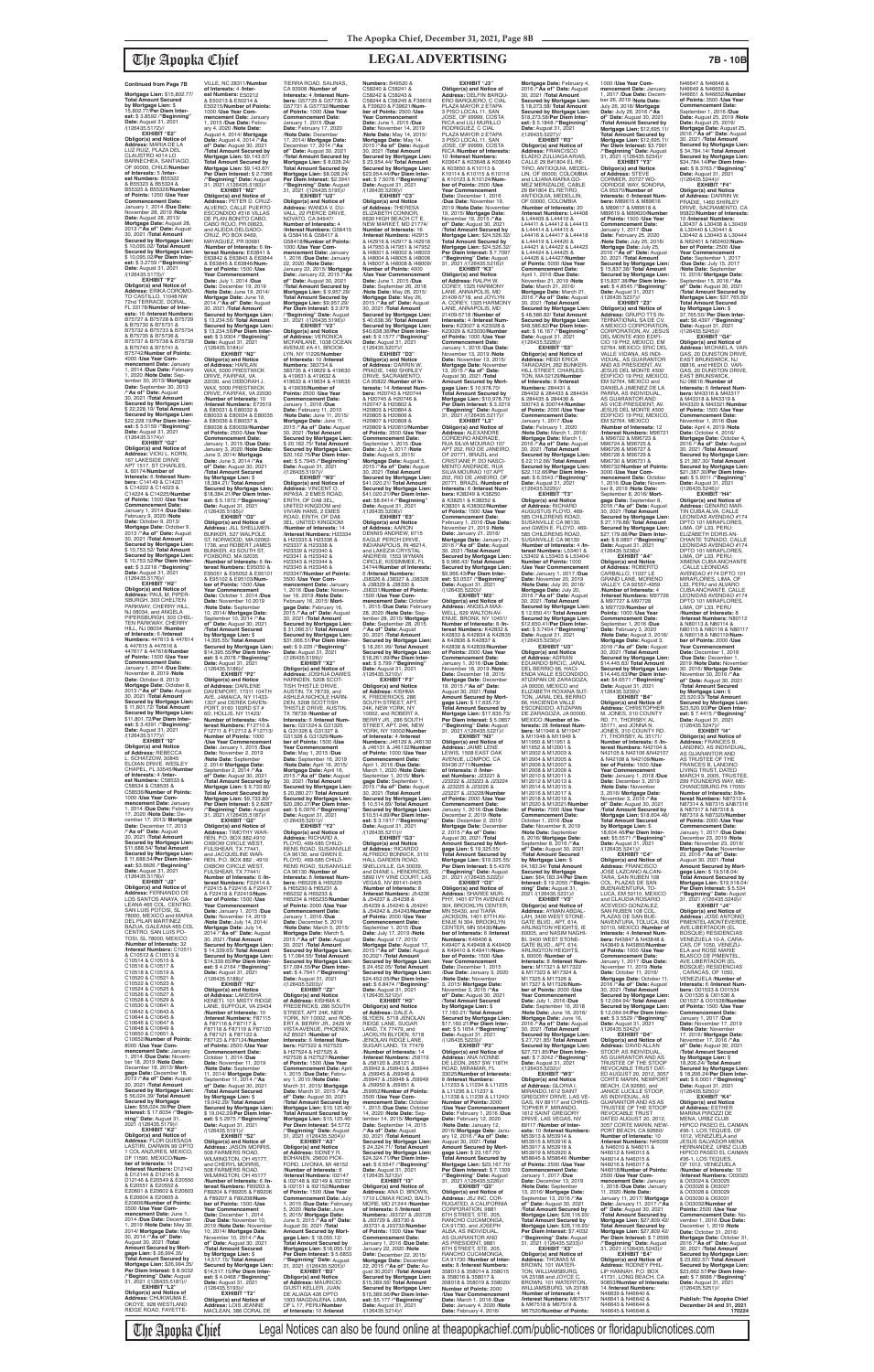# LEGAL ADVERTISING

**Continued from Page 7B**

**Mortgage Lien:** $15,802.77/ **Total Amount Secured by Mortgage Lien:** $ 15,802.77/**Per Diem Interest:** $ 3.8592 /"**Beginning" Date**: August 31, 2021 /(126435.5172)//

**EXHIBIT "E2"**

**Obligor(s) and Notice of Address:** MARIA DE LA LUZ RUIZ, PLAZA DEL CLAUSTRO 4014 LO BARNECHEA, SANTIAGO, OF 00000, CHILE/**Number of Interests:** 5 /**Interest Numbers:** B55322 & B55323 & B55324 & B55325 & B55326/**Number of Points:** 1250 /**Use Year Commencement Date:** January 1, 2014 /**Due Date:** November 28, 2019 /**Note Date:** August 28, 2013/ **Mortgage Date:** August 28, 2013 /**"As of" Date:** August 30, 2021 /**Total Amount Secured by Mortgage Lien:** $ 10,095.02/ **Total Amount Secured by Mortgage Lien:** $ 10,095.02/**Per Diem Interest:** $ 2.2759 /"**Beginning" Date**: August 31, 2021 /(126435.5173)//

**EXHIBIT "F2"**

**Obligor(s) and Notice of Address:** ERIKA CORONADO CASTILLO, 11048 NW 72nd TERRACE, DORAL, FL 33178/**Number of Interests:** 8 /**Interest Numbers:** B75728 & B75729 & B75730 & B75731 & B75732 & B75733 & B75734 & B75735 & B75736 & B75737 & B75738 & B75739 & B75740 & B75741 & B75742/**Number of Points:** 4000 /**Use Year Commencement Date:** January 1, 2021 /**Due Date:** February 1, 2020 /**Note Date:** September 30, 2013/ **Mortgage Date:** September 30, 2013 /**"As of" Date:** August 30, 2021 /**Total Amount Secured by Mortgage Lien:** $22,228.10/**Per Diem Interest:** $ 5.5159 /"**Beginning" Date**: August 31, 2021 /(126435.5174)//

**EXHIBIT "G2"**

**Obligor(s) and Notice of Address:** VICKI L. KORN, 1517 LAKESIDE DRIVE APT 1517, ST CHARLES, IL 60174/**Number of Interests:** 6 /**Interest Numbers:** C14149 & C14221 & C14222 & C14223 & C14224 & C14225/**Number of Points:** 1500 /**Use Year Commencement Date:** January 1, 2014 /**Due Date:** February 9, 2020 /**Note Date:** October 9, 2013/ **Mortgage Date:** October 9, 2013 /**"As of" Date:** August 30, 2021 /**Total Amount Secured by Mortgage Lien:** $ 10,753.52/**Per Diem Interest:** $ 3.2218 /"**Beginning" Date**: August 31, 2021 /(126435.5176)//

**EXHIBIT "H2"**

**Obligor(s) and Notice of Address:** PAUL M. PIPERSBURGH, 303 CHELTEN PARKWAY, CHERRY HILL, NJ 08034, and ANGELA PIPERSBURGH, 303 CHELTEN PARKWAY, CHERRY HILL, NJ 08034 /**Number of Interests:** 6 /**Interest Numbers:** 447613 & 447614 & 447615 & 447616 & 447617 & 447618/**Number of Points:** 1500 /**Use Year Commencement Date:** January 1, 2014 /**Due Date:** November 8, 2019 /**Note Date:** October 8, 2013/ **Mortgage Date:** October 8, 2013 /**"As of" Date:** August 30, 2021 /**Total Amount Secured by Mortgage Lien:** $ 11,801.72/ **Total Amount Secured by Mortgage Lien:** $ 11,801.72/**Per Diem Interest:** $ 3.4591 /"**Beginning" Date**: August 31, 2021 /(126435.5177)//

**EXHIBIT "I2"**

**Obligor(s) and Notice of Address:** REBECCA L. SCHATZOW, 30845 ELDAN DRIVE, WESLEY CHAPEL, FL 33545/**Number of Interests:** 4 /**Interest Numbers:** C58533 & C58534 & C58535 & C58536/**Number of Points:** 1000 /**Use Year Commencement Date:** January 1, 2014 /**Due Date:** February 17, 2020 /**Note Date:** December 17, 2013/ **Mortgage Date:** December 17, 2013 /**"As of" Date:** August 30, 2021 /**Total Amount Secured by Mortgage Lien:** $ 11,688.54/ **Total Amount Secured by Mortgage Lien:** $ 11,688.54/**Per Diem Interest:** $3.6526 /"**Beginning" Date**: August 31, 2021 /(126435.5179)//

**EXHIBIT "J2"**

**Obligor(s) and Notice of Address:** FERNANDO DE LOS SANTOS ANAYA, GALEANA 489 COL. CENTRO, SAN LUIS POTOSI, SL 78000, MEXICO and MARIA DEL PILAR MARTINEZ BAZUA, GALEANA 489 COL CENTRO, SAN LUIS POTOSI, SL 78000, MEXICO /**Number of Interests:** 32 /**Interest Numbers:** C10511 & C10512 & C10513 & C10514 & C10515 & C10516 & C10517 & C10518 & C10519 & C10520 & C10521 & C10522 & C10523 & C10524 & C10525 & C10526 & C10527 & C10528 & C10529 & C10530 & C10531 & C10532 & C10533 & C10534 & C10535 & C10536 & C10537 & C10538 & C10539 & C10540 & C10541 & C10542/**Number of Points:** 8000 /**Use Year Commencement Date:** January 1, 2014 /**Due Date:** November 18, 2019 /**Note Date:** December 18, 2013/ **Mortgage Date:** December 18, 2013 /**"As of" Date:** August 30, 2021 /**Total Amount Secured by Mortgage Lien:** $ 56,026.39/ **Total Amount Secured by Mortgage Lien:** $56,026.39/**Per Diem Interest:** $ 17.6924 /"**Beginning" Date**: August 31, 2021 /(126435.5179)//

**EXHIBIT "K2"**

**Obligor(s) and Notice of Address:** FLOR QUESADA LASTRA, CAMINO SI DF/FIO LAS FLORES, MEXICO, DF 11000, MEXICO/**Number of Interests:** 14 /**Interest Numbers:** D12143 & D12144 & D12145 & D12146 & E20549 & E20550 & E20601 & E20602 & E20603 & E20604 & E20605 & E20606/**Number of Points:** 3500 /**Use Year Commencement Date:** June 1, 2014 /**Due Date:** December 1, 2019 /**Note Date:** May 30, 2014/ **Mortgage Date:** May 30, 2014 /**"As of" Date:** August 30, 2021 /**Total Amount Secured by Mortgage Lien:** $ 26,994.35/ **Total Amount Secured by Mortgage Lien:** $26,994.35/ **Per Diem Interest:** $ 8.5032 /"**Beginning" Date**: August 31, 2021 /(126435.5181)//

**EXHIBIT "L2"**

**Obligor(s) and Notice of Address:** CHUKWUMA E. OKOYE, 508 WESTLAND RIDGE ROAD, FAYETTEVILLE, NC 28311/**Number of Interests:** 4 /**Interest Numbers:** E50212 & E50213 & E50214 & E50215/**Number of Points:** 1000 /**Use Year Commencement Date:** January 1, 2015 /**Due Date:** February 4, 2020 /**Note Date:** August 4, 2014/ **Mortgage Date:** August 4, 2014 /**"As of" Date:** August 30, 2021 /**Total Amount Secured by Mortgage Lien:** $9,143.67/ **Total Amount Secured by Mortgage Lien:** $9,143.67/ **Per Diem Interest:** $ 2.7366 /"**Beginning" Date**: August 31, 2021 /(126435.5182)//

**EXHIBIT "M2"**

**Obligor(s) and Notice of Address:** PETER D. CRUZ ALVERIO, CALLE PUERTO ESCONDIDO #316 VILLAS DE PLAN BONITO CABO CABO ROJO, PR 00623, and ALIDA DELGADO CRUZ, PO BOX 6469, MAYAGUEZ, PR 00681 /**Number of Interests:** 6 /**Interest Numbers:** E63841 & E63842 & E63843 & E63844 & E63845 & E63846/**Number of Points:** 1500 /**Use Year Commencement Date:** July 1, 2014 /**Due Date:** December 19, 2019 /**Note Date:** June 19, 2014/ **Mortgage Date:** June 19, 2014 /**"As of" Date:** August 30, 2021 /**Total Amount Secured by Mortgage Lien:** $ 13,234.56/**Per Diem Interest:** $ 3.9304 /"**Beginning" Date**: August 31, 2021 /(126435.5184)//

**EXHIBIT "N2"**

**Obligor(s) and Notice of Address:** HAEL WAX, 5000 PRESTWICK DRIVE, FAIRFAX, VA 22030, and DEBORAH J. WAX, 5000 PRESTWICK DRIVE, FAIRFAX, VA 22030 /**Number of Interests:** 10 /**Interest Numbers:** E79319 & E80031 & E80032 & E80033 & E80034 & E80035 & E80036 & E80037 & E80038 & E80039/**Number of Points:** 2500 /**Use Year Commencement Date:** January 1, 2015 /**Due Date:** January 3, 2020 /**Note Date:** June 3, 2014/ **Mortgage Date:** June 3, 2014 /**"As of" Date:** August 30, 2021 /**Total Amount Secured by Mortgage Lien:** $ 18,384.21/ **Total Amount Secured by Mortgage Lien:** $18,384.21/**Per Diem Interest:** $ 5.1972 /"**Beginning" Date**: August 31, 2021 /(126435.5185)//

**EXHIBIT "O2"**

**Obligor(s) and Notice of Address:** JILL SHELLMER-BUNKER, 527 WALPOLE ST, NORWOOD, MA 02062-1736, and ROBERT JAMES BUNKER, 43 SOUTH ST, FOXBORO, MA 02035 /**Number of Interests:** 4 /**Interest Numbers:** E95050 & E95051 & E95052 & E95101 & E95102 & E95103/**Number of Points:** 1500 /**Use Year Commencement Date:** October 1, 2014 /**Due Date:** November 10 2019 /**Note Date:** September 10, 2014/ **Mortgage Date:** September 10, 2014 /**"As of" Date:** August 30, 2021 /**Total Amount Secured by Mortgage Lien:** $ 14,395.55/**Total Amount Secured by Mortgage Lien:** $14,395.55/**Per Diem Interest:** $ 4.2078 /"**Beginning" Date**: August 31, 2021 /(126435.5186)//

**EXHIBIT "P2"**

**Obligor(s) and Notice of Address:** DANEILINE DAVENPORT, 11311 104TH AVE, JAMAICA, NY 11433-1307 and DEREK DAVENPORT, 9160 193RD ST #6D, HOLLIS, NY 11423/ **Number of Interests:** 4/**Interest Numbers:** F12710 & F12711 & F12712 & F12713/ **Number of Points:** 1000 /**Use Year Commencement Date:** January 1, 2015 /**Due Date:** November 2, 2019 /**Note Date:** September 2, 2014/ **Mortgage Date:** September 2, 2014 /**"As of" Date:** August 30, 2021 /**Total Amount Secured by Mortgage Lien:** $ 9,733.80/ **Total Amount Secured by Mortgage Lien:** $9,733.80/ **Per Diem Interest:** $ 2.8297 /"**Beginning" Date**: August 31, 2021 /(126435.5187)//

**EXHIBIT "Q2"**

**Obligor(s) and Notice of Address:** TIMOTHY WARREN, P.O. BOX 882,4910 OXBOW CIRCLE WEST, FULSHEAR, TX 77441, and JACQUELINE WARREN, P.O. BOX 882, 4910 OXBOW CIRCLE WEST, FULSHEAR, TX 77441 /**Number of Interests:** 6 /**Interest Numbers:** F22414 & F22415 & F22416 & F22417 & F22418 & F22419/**Number of Points:** 1500 /**Use Year Commencement Date:** January 1, 2015 /**Due Date:** November 14, 2019 /**Note Date:** July 14, 2014/ **Mortgage Date:** July 14, 2014 /**"As of" Date:** August 30, 2021 /**Total Amount Secured by Mortgage Lien:** $ 14,339.65/ **Total Amount Secured by Mortgage Lien:** $14,339.65/**Per Diem Interest:** $ 4.2154 /"**Beginning" Date**: August 31, 2021 /(126435.5188)//

**EXHIBIT "R2"**

**Obligor(s) and Notice of Address:** LAKEISHA KENETI, 101 MISTY RIDGE LANE, SUFFOLK, VA 23434 /**Number of Interests:** 10 /**Interest Numbers:** F87115 & F87116 & F87117 & F87118 & F87119 & F87120 & F87121 & F87122 & F87123 & F87124/**Number of Points:** 2500 /**Use Year Commencement Date:** October 1, 2014 /**Due Date:** November 11, 2019 /**Note Date:** September 11, 2014/ **Mortgage Date:** September 11, 2014 /**"As of" Date:** August 30, 2021 /**Total Amount Secured by Mortgage Lien:** $ 19,042.29/ **Total Amount Secured by Mortgage Lien:** $19,042.29/**Per Diem Interest:** $ 5.2975 /"**Beginning" Date**: August 31, 2021 /(126435.5191)//

**EXHIBIT "S2"**

**Obligor(s) and Notice of Address:** JASON MORRIS, 508 FARMERS ROAD, WILMINGTON, OH 45177, and CHERYL MORRIS, 508 FARMERS ROAD, WILMINGTON, OH 45177 /**Number of Interests:** 6 /**Interest Numbers:** F89203 & F89204 & F89205 & F89206 & F89207 & F89208/**Number of Points:** 1500 /**Use Year Commencement Date:** December 1, 2014 /**Due Date:** November 10, 2019 /**Note Date:** November 10, 2014/ **Mortgage Date:** November 10, 2014 /**"As of" Date:** August 30, 2021 /**Total Amount Secured by Mortgage Lien:** $ 14,517.15/**Per Diem Interest:** $ 4.0468 /"**Beginning" Date**: August 31, 2021 /(126435.5193)//

**EXHIBIT "T2"**

**Obligor(s) and Notice of Address:** LOIS JEANNE MACLEAN, 386 CORAL DE TIERRA ROAD, SALINAS, CA 93908 /**Number of Interests:** 4 /**Interest Numbers:** G57729 & G57730 & G57731 & G57732/**Number of Points:** 1000 /**Use Year Commencement Date:** January 1, 2015 /**Due Date:** February 17, 2020 /**Note Date:** December 17, 2014/ **Mortgage Date:** December 17, 2014 /**"As of" Date:** August 30, 2021 /**Total Amount Secured by Mortgage Lien:** $ 8,028.24/ **Total Amount Secured by Mortgage Lien:** $8,028.24/ **Per Diem Interest:** $ 2.4241 /"**Beginning" Date**: August 31, 2021 /(126435.5194)//

**EXHIBIT "U2"**

**Obligor(s) and Notice of Address:** WANDA V. DU VALL, 22 PIERCE DRIVE, NOVATO, CA 94947/ **Number of Interests:** 4 /**Interest Numbers:** G58415 & G58416 & G58417 & G58418/**Number of Points:** 1000 /**Use Year Commencement Date:** January 1, 2016 /**Due Date:** January 22, 2020 /**Note Date:** January 22, 2015/ **Mortgage Date:** January 22, 2015 /**"As of" Date:** August 30, 2021 /**Total Amount Secured by Mortgage Lien:** $ 9,957.29/ **Total Amount Secured by Mortgage Lien:** $9,957.29/ **Per Diem Interest:** $ 2.979 /"**Beginning" Date**: August 31, 2021 /(126435.5196)//

**EXHIBIT "V2"**

**Obligor(s) and Notice of Address:** VERONICA MCFARLANE, 1038 OCEAN AVENUE #4-H, BROOKLYN, NY 11226/**Number of Interests:** 10 /**Interest Numbers:** 383714 & 383715 & 419629 & 419630 & 419631 & 419632 & 419633 & 419634 & 419635 & 419636/**Number of Points:** 2500 /**Use Year Commencement Date:** January 1, 2016 /**Due Date:** January 11, 2020 /**Note Date:** June 11, 2015/ **Mortgage Date:** June 11, 2015 /**"As of" Date:** August 30, 2021 /**Total Amount Secured by Mortgage Lien:** $ 20,182.79/ **Total Amount Secured by Mortgage Lien:** $20,182.79/**Per Diem Interest:** $ 5.9605 /"**Beginning" Date**: August 31, 2021 /(126435.5197)//

**EXHIBIT "W2"**

**Obligor(s) and Notice of Address:** VINCENT O. IKPASA, 2 EMES ROAD, ERITH, OF DA8 3EL, UNITED KINGDOM and VIVIAN IKPASA, 2 EMES ROAD, ERITH, OF DA8 3EL, UNITED KINGDOM /**Number of Interests:** 14 /**Interest Numbers:** H23334 & H23335 & H23336 & H23337 & H23338 & H23339 & H23340 & H23341 & H23342 & H23343 & H23344 & H23345 & H23346 & H23347/**Number of Points:** 3500 /**Use Year Commencement Date:** January 1, 2016 /**Due Date:** November 16, 2019 /**Note Date:** February 16, 2015/ **Mortgage Date:** February 16, 2015 /**"As of" Date:** August 30, 2021 /**Total Amount Secured by Mortgage Lien:** $ 31,066.51/ **Total Amount Secured by Mortgage Lien:** $31,066.51/**Per Diem Interest:** $ 9.229 /"**Beginning" Date**: August 31, 2021 /(126435.5199)//

**EXHIBIT "X2"**

**Obligor(s) and Notice of Address:** JOSHUA DAWES HARNDEN, 5208 SCOTTISH THISTLE DRIVE, AUSTIN, TX 78739, and ASHLEA NICHOLE HARNDEN, 5208 SCOTTISH THISTLE DRIVE, AUSTIN, TX 78739 /**Number of Interests:** 6 /**Interest Numbers:** G31324 & G31325 & G31326 & G31327 & G31328 & G31329/**Number of Points:** 1500 /**Use Year Commencement Date:** May 1, 2015 /**Due Date:** September 16, 2019 /**Note Date:** April 16, 2015/ **Mortgage Date:** April 16, 2015 /**"As of" Date:** August 30, 2021 /**Total Amount Secured by Mortgage Lien:** $20,265.27/**Per Diem Interest:** $ 6.0679 /"**Beginning" Date**: August 31, 2021 /(126435.5201)//

**EXHIBIT "Y2"**

**Obligor(s) and Notice of Address:** RICHARD A. FLOYD, 469-585 CHILDRENS ROAD, SUSANVILLE CA 96130, and GWEN E. FLOYD, 469-585 CHILDRENS ROAD, SUSANVILLE CA 96130 /**Number of Interests:** 4 /**Interest Numbers:** H65229 & H65230 & H65231 & H65232 & H65233 & H65234 & H65235/**Number of Points:** 1000 /**Use Year Commencement Date:** January 1, 2016 /**Due Date:** February 5, 2020 /**Note Date:** March 5, 2015/ **Mortgage Date:** March 5, 2015 /**"As of" Date:** August 30, 2021 /**Total Amount Secured by Mortgage Lien:** $ 17,096.53/ **Total Amount Secured by Mortgage Lien:** $17,096.53/**Per Diem Interest:** $ 5.1522 /"**Beginning" Date**: August 31, 2021 /(126435.5203)//

**EXHIBIT "Z2"**

**Obligor(s) and Notice of Address:** KISHA K. FREDERICKS, 390 SOUTH STREET, APT 24K, NEW YORK, NY 10002, and ROBERT J. BRYANT, 2429 W VISTA AVENUE, PHOENIX, AZ 85021 /**Number of Interests:** 6 /**Interest Numbers:** H27522 & H27523 & H27524 & H27525 & H27526 & H27527/**Number of Points:** 1500 /**Use Year Commencement Date:** April 1, 2015 /**Due Date:** February 1, 2020 /**Note Date:** March 31, 2015/ **Mortgage Date:** March 31, 2015 /**"As of" Date:** August 30, 2021 /**Total Amount Secured by Mortgage Lien:** $ 15,125.46/ **Total Amount Secured by Mortgage Lien:** $15,125.46/ **Per Diem Interest:** $4.5772 /"**Beginning" Date**: August 31, 2021 /(126435.5204)//

**EXHIBIT "A3"**

**Obligor(s) and Notice of Address:** JAMES R. BOHANEN, 35600 PICKFORD, LIVONIA, MI 48152 /**Number of Interests:** 8 /**Interest Numbers:** I02147 & I02148 & I02149 & I02150 & I02151 & I02152/**Number of Points:** 1500 /**Use Year Commencement Date:** July 1, 2015 /**Due Date:** February 5, 2020 /**Note Date:** June 5, 2015/ **Mortgage Date:** June 5, 2015 /**"As of" Date:** August 30, 2021 /**Total Amount Secured by Mortgage Lien:** $ 16,053.12/ **Total Amount Secured by Mortgage Lien:** $16,053.12/ **Per Diem Interest:** $ 4.8653 /"**Beginning" Date**: August 31, 2021 /(126435.5205)//

**EXHIBIT "B3"**

**Obligor(s) and Notice of Address:** MAURICIO GIUSTI KELLER, JUAN DE ALIAGA 426 DPTO 1003 MAGDALENA, LIMA, OF L17, PERU/**Number of Interests:** 8 /**Interest Numbers:** B49520 & C58240 & C58241 & C58242 & C58243 & C58244 & C58245 & F39619 & F39620 & F39621/**Number of Points:** 1500 /**Use Year Commencement Date:** June 1, 2015 /**Due Date:** November 14, 2019 /**Note Date:** May 14, 2015/ **Mortgage Date:** May 14, 2015 /**"As of" Date:** August 30, 2021 /**Total Amount Secured by Mortgage Lien:** $ 23,854.44/ **Total Amount Secured by Mortgage Lien:** $23,854.44/**Per Diem Interest:** $ 7.0411 /"**Beginning" Date**: August 31, 2021 /(126435.5206)//

**EXHIBIT "C3"**

**Obligor(s) and Notice of Address:** THERESA ELIZABETH CONNOR, 6836 HIGH BEACH CT E, NEW MARKET, MD 21774/ **Number of Interests:** 28 /**Interest Numbers:** I42915 & I42916 & I42917 & I42918 & I47950 & I47951 & I47952 & I48001 & I48002 & I48003 & I48004 & I48005 & I48006 & I48007 & I48008 & I48009/**Number of Points:** 4000 /**Use Year Commencement Date:** June 1, 2015 /**Due Date:** September 26, 2018 /**Note Date:** May 26, 2015/ **Mortgage Date:** May 26, 2015 /**"As of" Date:** August 30, 2021 /**Total Amount Secured by Mortgage Lien:** $ 40,638.30/**Per Diem Interest:** $ 9.1577 /"**Beginning" Date**: August 31, 2021 /(126435.5207)//

**EXHIBIT "D3"**

**Obligor(s) and Notice of Address:** DARREN W. PRADIE, 1465 SHIRLEY DRIVE, SACRAMENTO, CA 95822 /**Number of Interests:** 10 /**Interest Numbers:** H20743 & H20744 & H20745 & H20746 & H20747 & H20802 & H20803 & H20804 & H20805 & H20806 & H20807 & H20808 & H20809 & H20810/**Number of Points:** 2500 /**Use Year Commencement Date:** September 1, 2015 /**Due Date:** July 5, 2017 /**Note Date:** August 5, 2015/ **Mortgage Date:** August 5, 2015 /**"As of" Date:** August 30, 2021 /**Total Amount Secured by Mortgage Lien:** $41,020.21/ **Total Amount Secured by Mortgage Lien:** $41,020.21/**Per Diem Interest:** $8.6414 /"**Beginning" Date**: August 31, 2021 /(126435.5208)//

**EXHIBIT "E3"**

**Obligor(s) and Notice of Address:** AARON DENNIS ANDREW, 6715 EAGLE PERCH DRIVE, INDIANAPOLIS, IN 46214, and LAKEZIA CRYSTAL ANDREW, 1553 WYMAN CIRCLE, KISSIMMEE, FL 34744/**Number of Interests:** 6 /**Interest Numbers:** J38326 & J38327 & J38328 & J38329 & J38330 & J38331/**Number of Points:** 1500 /**Use Year Commencement Date:** January 1, 2015 /**Due Date:** February 28, 2020 /**Note Date:** September 28, 2015/ **Mortgage Date:** September 28, 2015 /**"As of" Date:** August 30, 2021 /**Total Amount Secured by Mortgage Lien:** $ 18,261.99/ **Total Amount Secured by Mortgage Lien:** $18,261.99/**Per Diem Interest:** $ 5.799 /"**Beginning" Date**: August 31, 2021 /(126435.5210)//

**EXHIBIT "F3"**

**Obligor(s) and Notice of Address:** KISHA K. FREDERICKS, 286 SOUTH STREET, APT 24K, NEW YORK, NY 10002, and ROBERT A. BERRY JR, 286 SOUTH STREET, APT 24K, NEW YORK, NY 10002/**Number of Interests:** 6 /**Interest Numbers:** J46130 & J46131 & J46132/**Number of Points:** 1500 /**Use Year Commencement Date:** January 1, 2016 /**Due Date:** March 1, 2020 /**Note Date:** September 1, 2015/ **Mortgage Date:** September 1, 2015 /**"As of" Date:** August 30, 2021 /**Total Amount Secured by Mortgage Lien:** $ 10,514.89/ **Total Amount Secured by Mortgage Lien:** $10,514.89/**Per Diem Interest:** $ 3.1917 /"**Beginning" Date**: August 31, 2021 /(126435.5211)//

**EXHIBIT "G3"**

**Obligor(s) and Notice of Address:** RICARDO ALFREDO BONNICK, 3110 HALL GARDEN ROAD, SNELLVILLE, GA 30039, and DIANE L. HENDRICKS, 3880 IVY VINE COURT, LAS VEGAS, NV 89147/**Number of Interests:** 8 /**Interest Numbers:** J54237 & J54238 & J54239 & J54240 & J54241 & J54242 & J54243/**Number of Points:** 2000 /**Use Year Commencement Date:** September 1, 2015 /**Due Date:** July 17, 2019 /**Note Date:** August 17, 2015/ **Mortgage Date:** August 17, 2015 /**"As of" Date:** August 30, 2021 /**Total Amount Secured by Mortgage Lien:** $ 24,452.05/ **Total Amount Secured by Mortgage Lien:** $24,452.05/**Per Diem Interest:** $ 6.8474 /"**Beginning" Date**: August 31, 2021 /(126435.5212)//

**EXHIBIT "H3"**

**Obligor(s) and Notice of Address:** DALE A. BLEVINS, 5718 JENOLAN RIDGE LANE, SUGAR LAND, TX 77479, and JACKLYN BLEVINS, 5718 JENOLAN RIDGE LANE, SUGAR LAND, TX 77479 /**Number of Interests:** 14 /**Interest Numbers:** J59919 & J59920 & J59921 & J59942 & J59943 & J59944 & J59945 & J59946 & J59947 & J59948 & J59949 & J59950 & J59951 & J59952/**Number of Points:** 3500 /**Use Year Commencement Date:** October 1, 2015 /**Due Date:** November 14, 2019 /**Note Date:** September 14, 2015/ **Mortgage Date:** September 14, 2015 /**"As of" Date:** August 30, 2021 /**Total Amount Secured by Mortgage Lien:** $ 24,324.71/ **Total Amount Secured by Mortgage Lien:** $24,324.71/**Per Diem Interest:** $ 6.6854 /"**Beginning" Date**: August 31, 2021 /(126435.5213)//

**EXHIBIT "I3"**

**Obligor(s) and Notice of Address:** ANA D. BROWN, 1743 LOMAX ROAD, BALTIMORE, MD 21244 /**Number of Interests:** 6 /**Interest Numbers:** J93727 & J93728 & J93729 & J93730 & J93731 & J93732/**Number of Points:** 1500 /**Use Year Commencement Date:** January 1, 2016 /**Due Date:** November 22, 2019 /**Note Date:** September 22, 2015/ **Mortgage Date:** September 22, 2015 /**"As of" Date:** August 30,2021 /**Total Amount Secured by Mortgage Lien:** $15,389.56/ **Total Amount Secured by Mortgage Lien:** $15,389.56/**Per Diem Interest:** $5.177 /"**Beginning" Date**: August 31, 2021 /(126435.5214)//

**EXHIBIT "J3"**

**Obligor(s) and Notice of Address:** DELFIN BARQUERO BARQUERO, C CIAL PLAZA MAYOR 2 ETAPA 3 PISO LOCAL 11, SAN JOSE, OF 99999, COSTA RICA and LILIANA ARRIETA RODRIGUEZ, C CIAL PLAZA MAYOR 2 ETAPA 3 PISO LOCAL 11, SAN JOSE, OF 99999, COSTA RICA /**Number of Interests:** 10 /**Interest Numbers:** K00847 & K00848 & K06649 & K00850 & K10114 & K10115 & K10116 & K10117 & K10118 & K10119/**Number of Points:** 2500 /**Use Year Commencement Date:** December 1, 2016 /**Due Date:** November 19, 2019 /**Note Date:** November 19, 2015/ **Mortgage Date:** November 19, 2015 /**"As of" Date:** August 30, 2021 /**Total Amount Secured by Mortgage Lien:** $24,526.32/ **Total Amount Secured by Mortgage Lien:** $24,526.32/**Per Diem Interest:** $ 7.7097 /"**Beginning" Date**: August 31, 2021 /(126435.5216)//

**EXHIBIT "K3"**

**Obligor(s) and Notice of Address:** RALPH W. COREY, 1325 HARMONY LANE, ANNAPOLIS, MD 21409-5718, and JOCLYN A. COREY, 1325 HARMONY LANE, ANNAPOLIS, MD 21409-5718 /**Number of Interests:** 4 /**Interest Numbers:** K23027 & K23028 & K23029 & K23030/**Number of Points:** 1000 /**Use Year Commencement Date:** January 1, 2016 /**Due Date:** November 15, 2019 /**Note Date:** November 15, 2015/ **Mortgage Date:** November 15, 2015 /**"As of" Date:** August 30, 2021 /**Total Amount Secured by Mortgage Lien:** $ 10,978.70/ **Total Amount Secured by Mortgage Lien:** $10,978.70/ **Per Diem Interest:** $ 3.2519 /"**Beginning" Date**: August 31, 2021 /(126435.5217)//

**EXHIBIT "L3"**

**Obligor(s) and Notice of Address:** ALEXANDRE CORDEIRO ANDRADE, RUA SILVA MOURAO 107 APT 202, RIO DE JANEIRO, OF 20771, BRAZIL and DANIELLE ALESSI CORDEIRO ANDRADE, RUA SILVA MOURAO 107 APT 202, RIO DE JANEIRO, OF 20771, BRAZIL /**Number of Interests:** 8 /**Interest Numbers:** K38249 & K38250 & K38251 & K38252 & K38301 & K38302/**Number of Points:** 1500 /**Use Year Commencement Date:** January 1, 2016 /**Due Date:** November 21, 2019 /**Note Date:** January 21, 2016/ **Mortgage Date:** January 21, 2016 /**"As of" Date:** August 30, 2021 /**Total Amount Secured by Mortgage Lien:** $9,066.43/**Per Diem Interest:** $3.0537 /"**Beginning" Date**: August 31, 2021 /(126435.5220)//

**EXHIBIT "M3"**

**Obligor(s) and Notice of Address:** ANGELA MAXWELL, 620 WALTON AVENUE, BRONX, NY 10451/ **Number of Interests:** 14 /**Interest Numbers:** K42832 & K42833 & K42834 & K42835 & K42836 & K42837 & K42838 & K42839/**Number of Points:** 2000 /**Use Year Commencement Date:** January 1, 2016 /**Due Date:** November 18, 2019 /**Note Date:** December 18, 2015/ **Mortgage Date:** December 18, 2015 /**"As of" Date:** August 30, 2021 /**Total Amount Secured by Mortgage Lien:** $17,625.73/ **Per Diem Interest:** $ 5.0857 /"**Beginning" Date**: August 31, 2021 /(126435.5221)//

**EXHIBIT "N3"**

**Obligor(s) and Notice of Address:** JAIME LENE LEWIS, 1598 EAST OAK AVENUE, COMPOC, CA 93436-3711/**Number of Interests:** 8 /**Interest Numbers:** J23321 & J23322 & J23323 & J23324 & J23325 & J23326 & J23327 & J23328/**Number of Points:** 2000 /**Use Year Commencement Date:** January 1, 2016 /**Due Date:** December 2, 2019 /**Note Date:** December 2, 2015/ **Mortgage Date:** December 2, 2015 /**"As of" Date:** August 30, 2021 /**Total Amount Secured by Mortgage Lien:** $ 19,325.55/ **Total Amount Secured by Mortgage Lien:** $19,325.55/ **Per Diem Interest:** $ 5.4376 /"**Beginning" Date**: August 31, 2021 /(126435.5223)//

**EXHIBIT "O3"**

**Obligor(s) and Notice of Address:** SHAREE MARPHY, 1401 6TH AVENUE N 304, BROOKLYN CENTER, MN 55430, and TIARA JACKSON, 1401 6TH AVENUE N 304, BROOKLYN CENTER, MN 55430/**Number of Interests:** 6 /**Interest Numbers:** K49406 & K49407 & K49408 & K49409 & K49410 & K49411/**Number of Points:** 1500 /**Use Year Commencement Date:** December 1, 2015 /**Due Date:** December 1, 2019 /**Note Date:** November 5, 2015/ **Mortgage Date:** November 5, 2015 /**"As of" Date:** August 30, 2021 /**Total Amount Secured by Mortgage Lien:** $ 17,160.21/ **Total Amount Secured by Mortgage Lien:** $17,160.21/**Per Diem Interest:** $ 5.1654 /"**Beginning" Date**: August 31, 2021 /(126435.5225)//

**EXHIBIT "P3"**

**Obligor(s) and Notice of Address:** ANA YONNE HARRIS, 4217 18TH ROAD, HAYMARKET, FL 33635/**Number of Interests:** 4 /**Interest Numbers:** L11233 & L11234 & L11235 & L11236 & L11237 & L11238 & L11239 & L11240/**Number of Points:** 2000 /**Use Year Commencement Date:** January 1, 2016 /**Due Date:** February 12, 2020 /**Note Date:** January 12, 2016/ **Mortgage Date:** January 12, 2016 /**"As of" Date:** August 30, 2021 /**Total Amount Secured by Mortgage Lien:** $ 17,1309 /"**Beginning" Date**: August 31, 2021 /(126435.5226)//

**EXHIBIT "Q3"**

**Obligor(s) and Notice of Address:** JEZ INC. CORPORATED, A CALIFORNIA CORPORATION, 9981 6TH STREET, STE. 205, RANCHO CUCAMONGA, CA 91730, and JOSEPH ALBA, AS INDIVIDUAL, AS GUARANTOR AND AS PRESIDENT, 9981 6TH STREET, STE. 205, RANCHO CUCAMONGA, CA 91730 /**Number of Interests:** 4 /**Interest Numbers:** D58013 & D58014 & D58015 & D58016 & D58017 & D58018 & D58019 & D58020/**Number of Points:** 2000 /**Use Year Commencement Date:** February 1, 2016 /**Due Date:** February 4, 2016/ **Mortgage Date:** February 4, 2016 /**"As of" Date:** August 30, 2021 /**Total Amount Secured by Mortgage Lien:** $ 18,273.58/**Total Amount Secured by Mortgage Lien:** $18,273.58/**Per Diem Interest:** $ 5.1848 /"**Beginning" Date**: August 31, 2021 /(126435.5227)//

**EXHIBIT "R3"**

**Obligor(s) and Notice of Address:** FRANCISCO ELADIO ZULUAGA ARIAS, CALLE 29 B#1804 EL RETIRO, ANTIOQUIA, MEDELLIN, OF 00000, COLOMBIA and LILIANA MARIA GOMEZ MERIZALDE, CALLE 29 B#1804 EL RETIRO, ANTIOQUIA, MEDELLIN, OF 00000, COLOMBIA /**Number of Interests:** 20 /**Interest Numbers:** L44408 & L44409 & L44410 & L44411 & L44412 & L44413 & L44414 & L44415 & L44416 & L44417 & L44418 & L44419 & L44420 & L44421 & L44422 & L44423 & L44424 & L44425 & L44426 & L44427/**Number of Points:** 5000 /**Use Year Commencement Date:** April 1, 2016 /**Due Date:** November 21, 2019 /**Note Date:** March 21, 2016/ **Mortgage Date:** March 21, 2016 /**"As of" Date:** August 30, 2021 /**Total Amount Secured by Mortgage Lien:** $ 48,586.02/ **Total Amount Secured by Mortgage Lien:** $48,586.02/**Per Diem Interest:** $ 16.187 /"**Beginning" Date**: August 31, 2021 /(126435.5228)//

**EXHIBIT "S3"**

**Obligor(s) and Notice of Address:** HEIDI ERICA TSOUKISIDIS-BURKER-HILL STREET, CHARLESTON, MA 02129/**Number of Interests:** 8 /**Interest Numbers:** 284431 & 284432 & 284433 & 284434 & 284435 & 284436 & 300743 & 300744/**Number of Points:** 2000 /**Use Year Commencement Date:** January 1, 2017 /**Due Date:** February 1, 2020 /**Note Date:** March 1, 2016/ **Mortgage Date:** March 1, 2016 /**"As of" Date:** August 30, 2021 /**Total Amount Secured by Mortgage Lien:** $ 22,112.66/ **Total Amount Secured by Mortgage Lien:** $22,112.66/**Per Diem Interest:** $ 6.3543 /"**Beginning" Date**: August 31, 2021 /(126435.5229)//

**EXHIBIT "T3"**

**Obligor(s) and Notice of Address:** RICHARD AUGUSTUS FLOYD, 469-585 CHILDRENS ROAD, SUSANVILLE CA 96130, and GWEN E. FLOYD, 469-585 CHILDRENS ROAD, SUSANVILLE CA 96130 /**Number of Interests:** 4 /**Interest Numbers:** L53401 & L53402 & L53403 & L53404/**Number of Points:** 1000 /**Use Year Commencement Date:** January 1, 2017 /**Due Date:** November 20, 2019 /**Note Date:** July 20, 2016/ **Mortgage Date:** July 20, 2016 /**"As of" Date:** August 30, 2021 /**Total Amount Secured by Mortgage Lien:** $ 12,650.41/ **Total Amount Secured by Mortgage Lien:** $12,650.41/**Per Diem Interest:** $ 3.7404 /"**Beginning" Date**: August 31, 2021 /(126435.5230)//

**EXHIBIT "U3"**

**Obligor(s) and Notice of Address:** ADRIAN EDUARDO BRCIC, JARAL DEL BERRIO 66, HACIENDA VALLE ESCONDIDO, ATIZAPAN DE ZARAGOZA, JA 00000, MEXICO and ELIZABETH ROXANA SUTTON, JARAL DEL BERRIO 66, HACIENDA VALLE ESCONDIDO, ATIZAPAN DE ZARAGOZA, JA 00000, MEXICO /**Number of Interests:** 28 /**Interest Numbers:** M11946 & M11947 & M11948 & M11949 & M11950 & M11951 & M11952 & M12001 & M12002 & M12003 & M12004 & M12005 & M12006 & M12007 & M12008 & M12009 & M12010 & M12011 & M12012 & M12013 & M12014 & M12015 & M12016 & M12017 & M12018 & M12019 & M12020 & M12021/**Number of Points:** 7000 /**Use Year Commencement Date:** October 1, 2016 /**Due Date:** November 8, 2019 /**Note Date:** September 8, 2016/ **Mortgage Date:** September 8, 2016 /**"As of" Date:** August 30, 2021 /**Total Amount Secured by Mortgage Lien:** $ 64,183.34/ **Total Amount Secured by Mortgage Lien:** $64,183.34/**Per Diem Interest:** $ 19.2050 /"**Beginning" Date**: August 31, 2021 /(126435.5231)//

**EXHIBIT "V3"**

**Obligor(s) and Notice of Address:** AYMAN ABDALLAH, 3400 WEST STONEGATE BLVD., APT. 614, ARLINGTON HEIGHTS, IL 60005, and NISSRIN NASHIBI, 3400 WEST STONEGATE BLVD., APT 614, ARLINGTON HEIGHTS, IL 60005 /**Number of Interests:** 8 /**Interest Numbers:** M17321 & M17322 & M17323 & M17324 & M17325 & M17326 & M17327 & M17328/**Number of Points:** 2000 /**Use Year Commencement Date:** July 1, 2016 /**Due Date:** December 16, 2019 /**Note Date:** June 16, 2016/ **Mortgage Date:** June 16, 2016 /**"As of" Date:** August 30, 2021 /**Total Amount Secured by Mortgage Lien:** $ 27,721.85/ **Total Amount Secured by Mortgage Lien:** $27,721.85/**Per Diem Interest:** $ 7.9042 /"**Beginning" Date**: August 31, 2021 /(126435.5232)//

**EXHIBIT "W3"**

**Obligor(s) and Notice of Address:** GLORIA I. MIRANDO,1612 SAINT GREGORY DRIVE, LAS VEGAS, NV 89117 and CHRISTOPHER F. MIRANDO, 1612 SAINT GREGORY DRIVE, LAS VEGAS, NV 89117 /**Number of Interests:** 10 /**Interest Numbers:** M53914 & M53915 & M53916 & M53917 & M53918 & M53919 & M53920 & M56645 & M56646/**Number of Points:** 2500 /**Use Year Commencement Date:** January 1, 2017 /**Due Date:** December 13, 2019 /**Note Date:** September 13, 2016/ **Mortgage Date:** September 13, 2016 /**"As of" Date:** August 30, 2021 /**Total Amount Secured by Mortgage Lien:** $ 26,116.93/ **Total Amount Secured by Mortgage Lien:** $26,116.93/ **Per Diem Interest:** $7.4032 /"**Beginning" Date**: August 31, 2021 /(126435.5233)//

**EXHIBIT "X3"**

**Obligor(s) and Notice of Address:** THOMAS M. BROWN, 101 WATERTON, WILLIAMSBURG, VA 23188 and JOYCE C. BROWN, 101 WATERTON, WILLIAMSBURG, VA 23188 /**Number of Interests:** 6 /**Interest Numbers:** M67517 & M67518 & M67519 & M67520/**Number of Points:** 1000 /**Use Year Commencement Date:** January 1, 2017 /**Due Date:** December 26, 2019 /**Note Date:** July 26, 2016/ **Mortgage Date:** July 26, 2016 /**"As of" Date:** August 30, 2021 /**Total Amount Secured by Mortgage Lien:** $12,695.11/ **Per Diem Interest:** $3.7991 /"**Beginning" Date**: August 31, 2021 /(126435.5234)//

**EXHIBIT "Y3"**

**Obligor(s) and Notice of Address:** STEVE CORMIER, 20727 WOODBRIDGE WAY, SONORA, CA 95370/**Number of Interests:** 6 /**Interest Numbers:** M89615 & M89616 & M89617 & M89618 & M89619 & M89620/**Number of Points:** 1500 /**Use Year Commencement Date:** January 1, 2017 /**Due Date:** February 25, 2020 /**Note Date:** July 25, 2016/ **Mortgage Date:** July 25, 2016 /**"As of" Date:** August 30, 2021 /**Total Amount Secured by Mortgage Lien:** $ 15,837.38/ **Total Amount Secured by Mortgage Lien:** $15,837.38/**Per Diem Interest:** $ 4.8545 /"**Beginning" Date**: August 31, 2021 /(126435.5237)//

**EXHIBIT "Z3"**

**Obligor(s) and Notice of Address:** GRUPO FTS INTERNATIONAL SA DE CV, A MEXICO CORPORATION, CORPORATION, AV. JESUS DEL MONTE #300 EDIFICIO 19 PH2, MEXICO, EM 52764, MEXICO; ERIC DEL VALLE VIDANA, AS INDIVIDUAL, AS GUARANTOR AND AS PRESIDENT, AV. JESUS DEL MONTE #300 EDIFICIO 19 PH2, MEXICO, EM 52764, MEXICO and DANIELA JIMENEZ DE LA PARRA, AS INDIVIDUAL, AS GUARANTOR AND AS VICE-PRESIDENT, AV. JESUS DEL MONTE #300 EDIFICIO 19 PH2, MEXICO, EM 52764, MEXICO /**Number of Interests:** 12 /**Interest Numbers:** M96721 & M96722 & M96723 & M96724 & M96725 & M96726 & M96727 & M96728 & M96729 & M96730 & M96731 & M96732/**Number of Points:** 3000 /**Use Year Commencement Date:** October 1, 2016 /**Due Date:** November 8, 2019 /**Note Date:** September 8, 2016/ **Mortgage Date:** September 8, 2016 /**"As of" Date:** August 30, 2021 /**Total Amount Secured by Mortgage Lien:** $27,179.88/**Per Diem Interest:** $ 9.6807 /"**Beginning" Date**: August 31, 2021 /(126435.5238)//

**EXHIBIT "A4"**

**Obligor(s) and Notice of Address:** ROBERTO CARBALLO, 11037 LE GRAND LANE, MORENO VALLEY, CA 92557-4926 /**Number of Interests:** 4 /**Interest Numbers:** M97726 & M97727 & M97728 & M97729/**Number of Points:** 1000 /**Use Year Commencement Date:** January 1, 2016 /**Due Date:** February 3, 2020 /**Note Date:** August 3, 2016/ **Mortgage Date:** August 3, 2016 /**"As of" Date:** August 30, 2021 /**Total Amount Secured by Mortgage Lien:** $14,445.63/ **Total Amount Secured by Mortgage Lien:** $14,445.63/**Per Diem Interest:** $4.5771 /"**Beginning" Date**: August 31, 2021 /(126435.5239)//

**EXHIBIT "B4"**

**Obligor(s) and Notice of Address:** CHRISTOPHER M. JONES, 310 COUNTY RD. 71, THORSBY, AL 35171, and JONINA N. JONES, 310 COUNTY RD. 71, THORSBY, AL 35171 /**Number of Interests:** 8 /**Interest Numbers:** N42104 & N42105 & N42106 &N42107 & N42108 & N42109/**Number of Points:** 1500 /**Use Year Commencement Date:** January 1, 2016 /**Due Date:** December 3, 2019 /**Note Date:** November 3, 2016/ **Mortgage Date:** November 3, 2016 /**"As of" Date:** August 30, 2021 /**Total Amount Secured by Mortgage Lien:** $18,604.49/ **Total Amount Secured by Mortgage Lien:** $18,604.49/**Per Diem Interest:** $5.5571 /"**Beginning" Date**: August 31, 2021 /(126435.5241)//

**EXHIBIT "C4"**

**Obligor(s) and Notice of Address:** FRANCISCO JOSE LAZCANO ALCANTARA, SAN RUBEN 108 COL. PLAZAS DE SAN BUENAVENTURA, TOLUCA, EM 50110, MEXICO and CLAUDIA ROSARIO ACEVEDO GONZALEZ, SAN RUBEN 108 COL. PLAZAS DE SAN BUENAVENTURA, TOLUCA, EM 50110, MEXICO /**Number of Interests:** 6 /**Interest Numbers:** N43847 & N43848 & N43849 & N43850/**Number of Points:** 1000 /**Use Year Commencement Date:** January 1, 2017 /**Due Date:** November 11, 2019 /**Note Date:** October 11, 2016/ **Mortgage Date:** October 11, 2016 /**"As of" Date:** August 30, 2021 /**Total Amount Secured by Mortgage Lien:** $ 12,064.94/ **Total Amount Secured by Mortgage Lien:** $ 12,064.94/**Per Diem Interest:** $ 3.5529 /"**Beginning" Date**: August 31, 2021 /(126435.5242)//

**EXHIBIT "D4"**

**Obligor(s) and Notice of Address:** DAVID ALLAN STOOP, AS INDIVIDUAL, AS GUARANTOR AND AS TRUSTEE OF THE STOOP REVOCABLE TRUST DATED AUGUST 20, 2002, 3057 CORTE MARIN, NEWPORT BEACH, CA 92660, and JANICE LUCILLE STOOP, AS INDIVIDUAL, AS GUARANTOR AND AS TRUSTEE OF THE STOOP REVOCABLE TRUST DATED AUGUST 20, 2002, 3057 CORTE MARIN, NEWPORT BEACH, CA 92660 /**Number of Interests:** 10 /**Interest Numbers:** N46009 & N46010 & N46011 & N46012 & N46013 & N46014 & N46015 & N46016 & N46017 & N46018/**Number of Points:** 2500 /**Use Year Commencement Date:** January 1, 2018 /**Due Date:** January 11, 2020 /**Note Date:** December 11, 2016/ **Mortgage Date:** December 11, 2016 /**"As of" Date:** August 30, 2021 /**Total Amount Secured by Mortgage Lien:** $27,809.42/ **Total Amount Secured by Mortgage Lien:** $27,809.42/ **Per Diem Interest:** $ 7.9596 /"**Beginning" Date**: August 31, 2021 /(126435.5243)//

**EXHIBIT "E4"**

**Obligor(s) and Notice of Address:** RODNEY PHILLIP HANNAH, P.O. BOX 41731, LONG BEACH, CA 90853/**Number of Interests:** 16 /**Interest Numbers:** N46639 & N46640 & N46641 & N46642 & N46643 & N46644 & N46645 & N46646 & N46647 & N46648 & N46649 & N46650 & N46651 & N46652/**Number of Points:** 3500 /**Use Year Commencement Date:** September 1, 2016 /**Due Date:** August 25, 2019 /**Note Date:** August 25, 2016/ **Mortgage Date:** August 25, 2016 /**"As of" Date:** August 30, 2021 /**Total Amount Secured by Mortgage Lien:** $ 34,784.14/ **Total Amount Secured by Mortgage Lien:** $34,784.14/**Per Diem Interest:** $ 8.3763 /"**Beginning" Date**: August 31, 2021 /(126435.5244)//

**EXHIBIT "F4"**

**Obligor(s) and Notice of Address:** DARREN W. PRADIE, 1465 SHIRLEY DRIVE, SACRAMENTO, CA 95822/**Number of Interests:** 10 /**Interest Numbers:** L30437 & L30438 & L30439 & L30440 & L30441 & L30442 & L30443 & L30444 & N62401 & N62402/**Number of Points:** 2500 /**Use Year Commencement Date:** January 1, 2017 /**Due Date:** July 15, 2017 /**Note Date:** September 15, 2016/ **Mortgage Date:** September 15, 2016 /**"As of" Date:** August 30, 2021 /**Total Amount Secured by Mortgage Lien:** $37,765.50/ **Total Amount Secured by Mortgage Lien:** $37,765.50/ **Per Diem Interest:** $ 8.4837 /"**Beginning" Date**: August 31, 2021 /(126435.5245)//

**EXHIBIT "G4"**

**Obligor(s) and Notice of Address:** MICHAEL A. VARGAS, 20 PLANTON DRIVE, EAST BRUNSWICK, NJ 08816, and NEYDI D. VARGAS, 20 PLANTON DRIVE, EAST BRUNSWICK, NJ 08816 /**Number of Interests:** 6 /**Interest Numbers:** M43316 & M43317 & M43318 & M43319 & M43320 & M43321/**Number of Points:** 1500 /**Use Year Commencement Date:** April 4, 2016 /**Due Date:** October 4, 2019 /**Note Date:** October 4, 2016/ **Mortgage Date:** October 4, 2016 /**"As of" Date:** August 30, 2021 /**Total Amount Secured by Mortgage Lien:** $21,367.24/ **Total Amount Secured by Mortgage Lien:** $21,367.24/**Per Diem Interest:** $ 5.9311 /"**Beginning" Date**: August 31, 2021 /(126435.5246)//

**EXHIBIT "H4"**

**Obligor(s) and Notice of Address:** EDUARDO MARTIN TONINI, CALLE LEONIDAS AVENDAÑO #174 DPTO 101 MIRAFLORES, LIMA, OF L33, PERU and ELIZABETH ERLINDA CHANTE TIZNADO, CALLE LEONIDAS AVENDAÑO #174 DPTO 101 MIRAFLORES, LIMA, OF L33, PERU, XIMENA CUBA CHANTE, CALLE LEONIDAS AVENDAÑO #174 DPTO 101 MIRAFLORES, LIMA, OF L33, PERU and IVAN EDUARDO CUBA CHANTE, CALLE LEONIDAS AVENDAÑO #174 DPTO 101 MIRAFLORES, LIMA, OF L33, PERU /**Number of Interests:** 8 /**Interest Numbers:** N80112 & N80113 & N80114 & N80115 & N80116 & N80117 & N80118 & N80119/**Number of Points:** 2000 /**Use Year Commencement Date:** December 1, 2016 /**Due Date:** November 30, 2019 /**Note Date:** November 30, 2016/ **Mortgage Date:** November 30, 2016 /**"As of" Date:** August 30, 2021 /**Total Amount Secured by Mortgage Lien:** $23,520.93/ **Total Amount Secured by Mortgage Lien:** $23,520.93/**Per Diem Interest:** $ 7.7604 /"**Beginning" Date**: August 31, 2021 /(126435.5247)//

**EXHIBIT "I4"**

**Obligor(s) and Notice of Address:** FRANCES B. LANDINO, AS INDIVIDUAL, AS GUARANTOR AND AS TRUSTEE OF THE FRANCES B. LANDINO LIVING TRUST, DATED MARCH 3, 2003, TRUSTEE, 299 POTOMAC DRIVE, CHANDSBURG PA 17050/ **Number of Interests:** 6 /**Interest Numbers:** N87315 & N87316 & N87317 & N87318 & N87319 & N87320/**Number of Points:** 2000 /**Use Year Commencement Date:** January 1, 2017 /**Due Date:** December 23, 2019 /**Note Date:** November 23, 2016/ **Mortgage Date:** November 23, 2016 /**"As of" Date:** August 30, 2021 /**Total Amount Secured by Mortgage Lien:** $ 19,518.04/ **Total Amount Secured by Mortgage Lien:** $19,518.04/ **Per Diem Interest:** $ 5.534 /"**Beginning" Date**: August 31, 2021 /(126435.5249)//

**EXHIBIT "J4"**

**Obligor(s) and Notice of Address:** JOSE ANTONIO PIMENTEL MENA, VEREDA AVE LIBERTADOR DE BOSQUE RESIDENCIAS VENEZUELA 10 A, CARACAS, OF 1061, VENEZUELA and ROSE MARIE BLASCO DE PIMENTEL, AVE LIBERTADOR DE BOSQUE RESIDENCIAS CARACAS, OF 1061, VENEZUELA /**Number of Interests:** 12 /**Interest Numbers:** O01533 & O01534 & O01535 & O01536 & O01537 & O01538/**Number of Points:** 1500 /**Use Year Commencement Date:** January 1, 2017 /**Due Date:** December 17, 2019 /**Note Date:** November 17, 2016/ **Mortgage Date:** November 17, 2016 /**"As of" Date:** August 30, 2021 /**Total Amount Secured by Mortgage Lien:** $ 18,256.24/**Per Diem Interest:** $ 6.0001 /"**Beginning" Date**: August 31, 2021 /(126435.5250)//

**EXHIBIT "K4"**

**Obligor(s) and Notice of Address:** ESTHER HERNANDEZ DE MENA, URBZ CLUB HIPICO PASEO EL CAIMAN #36-1, LOS TEQUES, OF 1012, VENEZUELA and JESUS SALVADOR MENA HERNANDEZ, URBZ CLUB HIPICO PASEO EL CAIMAN #36-1, LOS TEQUES, OF 1012, VENEZUELA /**Number of Interests:** 10 /**Interest Numbers:** O03023 & O03024 & O03025 & O03026 & O03027 & O03028 & O03029 & O03030 & O03031 & O03032/**Number of Points:** 2500 /**Use Year Commencement Date:** January 1, 2017 /**Due Date:** December 1, 2019 /**Note Date:** October 31, 2016/ **Mortgage Date:** October 31, 2016 /**"As of" Date:** August 30, 2021 /**Total Amount Secured by Mortgage Lien:** $23,652.57/ **Total Amount Secured by Mortgage Lien:** $23,652.57/**Per Diem Interest:** $ 7.6896 /"**Beginning" Date**: August 31, 2021 /(126435.5252)//

**Publish: The Apopka Chief**
**December 24 and 31, 2021**
**170224**

Legal Notices can also be found online at theapopkachief.com/public-notices or floridapublicnotices.com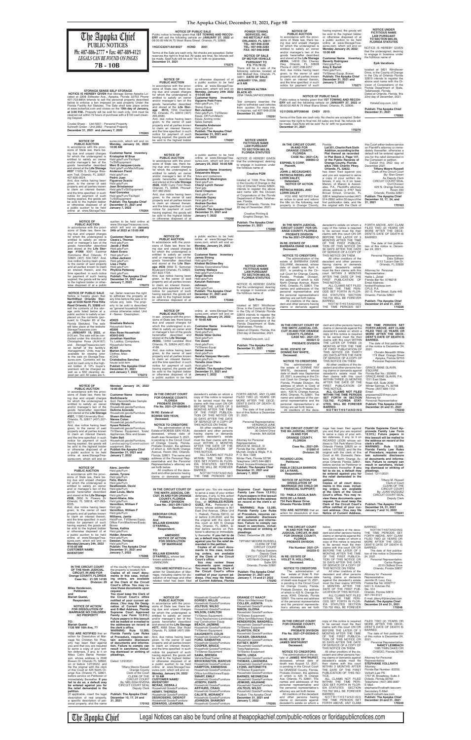# The Apopka Chief, December 31, 2021, Page 9B

**The Apopka Chief**
**PUBLIC NOTICES**
Ph: 407-886-2777 • Fax: 407-889-4121
*LEGALS CAN BE FOUND ON PAGES*
**7B - 10B**

**STORAGE SENSE SELF STORAGE**
**NOTICE IS HEREBY GIVEN** that Storage Sense Apopka Located at 2208 Stillwater Ave, Apopka, Florida 32703 Phone 407-703-8854 intends to sell the personal property described below to enforce a lien imposed on said property Under the Florida Facility Act Statutes. The Sale shall take place online at www.lockerfox.com and closes on the **19th day of January, at 3:00 P.M.**. Property will be sold for cash only. Unit must be cleaned out within 72 hours of purchase with a $100 cash cleaning Deposit.

Crystal Sharp - Unit 5001 - Personal Property
Kenneth Green - Unit 2062 - Personal Property
**December 31, 2021 and January 7, 2022**
**170263**

**NOTICE OF PUBLIC AUCTION**
In accordance with the provisions of State law, there being due and unpaid charges for which the undersigned is entitled to satisfy an owner and/or manager's lien of the goods hereinafter described and stored at the **Life Storage #537** 11955 S. Orange Blossom Trail, Orlando, FL 32837, 407-826-0024. And, due notice having been given, to the owner of said property and all parties known to claim an interest therein, and the time specified in such notice for payment of such having expired, the goods will be sold to the highest bidder or otherwise disposed of at a public auction to be held online at www.StorageTreasures.com, which will end on **Monday, January 24, 2022 10:00 AM**

**Customer Name Inventory**
**Kristopher M Brun**
Hsld gds/Furn/Tls/Appl/TV/Stereo/Equipment
**Marc B Jacques-Louis**
Hsld gds/Furn/Mach/Equip
**Anderson Fland**
Hsld gds/Furn
**Pedro Juan Figueroa Ocasio**
Hsld gds/Furn
**Jean Bredeumeur**
Hsld gds/Tv/St/Equipment
**Azel Gonzalez**
Hsld gds/Furn/Tls/Appl/TvSt/Equipment
**Publish: The Apopka Chief December 31, 2021 and January 7, 2022**
**170264**

**NOTICE OF PUBLIC AUCTION**
In accordance with the provisions of State law, there being due and unpaid charges for which the undersigned is entitled to satisfy an owner and/or manager's lien of the goods hereinafter described and stored at the **Life Storage #008** 3001 Eastmar Commerce Blvd Orlando, FL 32825 (407) 504-1957. And, due notice having been given, to the owner of said property and all parties known to claim an interest therein, and the time specified in such notice for payment of such having expired, the goods will be sold to the highest bidder or otherwise disposed of at a public auction to be held online at www.StorageTreasures.com, which will end on **January 24th of 2022 at 10:00 AM**

**Customer Name Inventory**
**Cieara L Thomas**
Hsld gds/Furn
**Jacob J Walti**
Hsld gds/Furn
**Adam Evans**
Hsld gds/Furn
**Lillies Jackson**
Hsld gds/Furn
**Lisa J Halle**
Hsld gds/Furn
**Phylicia Petteway**
Hsld gds/Furn
**Publish: The Apopka Chief December 31, 2021 and January 7, 2022**
**170272**

**NOTICE OF PUBLIC SALE**
Notice is hereby given that **NorthWest Orlando Storage at 5330 North Pine Hills Road Orlando, FL 32808** will sell the contents of the storage units listed below at a public auction to satisfy a lien placed on the contents (pursuant to Chapter 83 of the Florida Statutes). The sale will take place at the website StorageTreasures.com on **JANUARY 19, 2022**, at 9:00 am. The sale will be conducted under the direction of Christopher Rose (AU4167) and StorageTreasures.com on behalf of the facility's management. Units may be available for viewing prior to the sale on StorageTreasures.com. Contents will be sold for cash only to the highest bidder. A 10% buyer's premium will be charged as well as a $50 cleaning deposit per unit. All sales are final. Seller reserves the right to withdraw the property at any time before the sale or to refuse any bids. The property to be sold is described as "general household items" unless otherwise noted. Unit # - Name - Description:

**#D025**
**Grashala Mahone**
Household Items
**#E006**
**Alex Rose Household**
**#D043-D41**
**Jonathan Hamilton**
Tv, Laptop, Computer, Household Items
**#C101**
**Marion Bunche**
Clothes, Misc
**#C042**
**Cristobalina Sanchez**
house sold item
**Publish The Apopka Chief December 31, 2021 and January 7, 2022**
**170273**

**NOTICE OF PUBLIC AUCTION**
In accordance with the provisions of State law, there being due and unpaid charges for which the undersigned is entitled to satisfy an owner and/or manager's lien of the goods hereinafter described and stored at the **Life Storage #507**, 11583 University Blvd. Orlando, FL 32817 (407) 207-0011. And, due notice having been given, to the owner of said property and all parties known to claim an interest therein, and the time specified in such notice for payment of such having expired, the goods will be sold to the highest bidder or otherwise disposed of at a public auction to be held online at www.StorageTreasures.com, which will end on **Monday January 24, 2022 10:00 AM**

**Customer Name Inventory**
**BioSchwartz**
Acct. Records/Sales Sample
**Ortega Wasson**
Household goods/Furniture
**DeAnna Acevedo**
Household goods/Furniture
**Shawn Michael Nieves Colon**
Household goods/Furniture
**Ilyssa Roberts**
Household goods/Furniture, TV/Stereo Equipment, Tools/Appliances, Bins and boxes
**Trahn Bell**
Household goods/Furniture, Landscaping/Construction equipment, Bins
**Publish the Apopka Chief December 31, 2021 and January 7, 2022**
**170283**

**NOTICE OF PUBLIC AUCTION**
In accordance with the provisions of State law, there being due and unpaid charges for which the undersigned is entitled to satisfy an owner and/or manager's lien of the goods hereinafter described and stored at the **Life Storage #566**, 2650 N. Powers Dr Orlando, FL 32818, 407-293-6066. And, due notice having been given, to the owner of said property and all parties known to claim an interest therein, and the time specified in such notice for payment of such having expired, the goods will be sold to the highest bidder or otherwise disposed of at a public auction to be held online at www.StorageTreasures.com, which will end on **Monday/January 24, 2022 @10:00 AM**
**CUSTOMER NAME/ INVENTORY**

**Alers, Jennifer**
Hsld gds/Furn
**James, Tyrone**
Hsld gds/Furn
**Felix, Melvin**
Hsld gds/Furn
**Swatkowski, David**
Hsld gds/Furn
**Jean Louis, Marie**
Hsld gds/Furn
**Saint-Hilaire, Nite**
Hsld gds/Furn
**Vermillion, William F**
Hsld gds
**Vermillion, William F**
Hsld gds/Furn
**Williams, Janita**
Hsld/Furn, TV/Stereo Equip, Office Furn/Machines/Equip.
**Torres, Kathia**
Hsld gds/Furn
**Holder, Amanda**
Hsld gds/Furn
**Dawson, Yonique**
Hsld gds/Furn
**Publish: The Apopka Chief December 31, 2021 and January 7, 2022**
**170266**

IN THE CIRCUIT COURT OF THE Ninth JUDICIAL CIRCUIT, IN AND FOR Orange COUNTY, FLORIDA
Case No.: 21 DR 14105
Division: 29

**Miles Henderson,**
**Petitioner**
**and**
**Mariah Oustel,**
**Respondent.**

**NOTICE OF ACTION FOR DISSOLUTION OF MARRIAGE NO CHILDREN NO PROPERTY**

**TO:**
**Mariah Oustel**
**1126 NW 15th Ave, ??**

**YOU ARE NOTIFIED** that an action for Dissolution of Marriage No Children No Property has been filed against you and that you are required to serve a copy of your written defenses, if any, to it on Miles Colin Bertie Henderson, whose address is 2046 Bowen Dr Orlando FL 32822, on or before 1/27/2022, and file the original with the clerk of this Court at 425 North Orange Ave Orlando FL 32801, before service on Petitioner or immediately thereafter. **If you fail to do so, a default may be entered against you for the relief demanded in the petition.**

{If applicable, insert the legal description of real property, a specific description of personal property, and the name of the county in Florida where the property is located} N/A

**Copies of all court documents in this case, including orders, are available at the Clerk of the Circuit Court's office. You may review these documents upon request.**

**You must keep the Clerk of the Circuit Court's office notified of your current address. (You may file Designation of Current Mailing and E-Mail Address, Florida Supreme Court Approved Family Law Form 12.915.) Future papers in this lawsuit will be mailed or e-mailed to the address(es) on record at the clerk's office.**

**WARNING: Rule 12.285, Florida Family Law Rules of Procedure, requires certain automatic disclosure of documents and information. Failure to comply can result in sanctions, including dismissal or striking of pleadings.**

Dated: 12/2/2021.

Tiffany Moore Russell
Orange County
Clerk of the Court
CLERK OF THE CIRCUIT COURT
By: MELISSA RIVERA
CIRCUIT COURT SEAL
Deputy Clerk
**Publish: The Apopka Chief December 10, 17, 24 and 31, 2021**
**170162**

**NOTICE OF PUBLIC SALE**
Public notice is hereby given that **1ST TOWING AND RECOVERY** will sell the following vehicle on **JANUARY 27, 2022** at 08:00:00 AM At 75 West Illiana Street, Orlando, FL 32806.

**1HGCG32571A018527 HOND 2001**

Terms of the Sale are cash only. No checks are accepted. Seller reserves the right to final bid. All sales are final. No refunds will be made. Said Auto will be sold "As Is" with no guarantee.
**December 31, 2021**
**170275**

**NOTICE OF PUBLIC AUCTION**
In accordance with the provisions of State law, there being due and unpaid charges for which the undersigned is entitled to satisfy an owner and/or manager's lien of the goods hereinafter described and stored at the **Life Storage #616**, 7244 Overland Rd. Orlando, FL 32810 (407) 295-8580. And, due notice having been given, to the owner of said property and all parties known to claim an interest therein, and the time specified in such notice for payment of such having expired, the goods will be sold to the highest bidder or otherwise disposed of at a public auction to be held online at www.StorageTreasures.com, which will end on **Monday, January 24th 2022 @10:00 AM**

**Customer Name Inventory**
**Viguerre Petit Frere**
Hsld gds/Furn, TV/Stereo Equip.
**Ben Jackson**
Hsld gds/Furn, TV/Stereo Equip, Off Furn/Mach Equip, Acctng rcrds/Sales Sample
**Keneshia Anderson**
Hsld gds/Furn
**Publish: The Apopka Chief December 31, 2021 and January 7, 2022**
**170267**

**NOTICE OF PUBLIC AUCTION**
In accordance with the provisions of State law, there being due and unpaid charges for which the undersigned is entitled to satisfy an owner and/or manager's lien of the goods hereinafter described and stored at the **Life Storage #628**, 4220 Curry Ford Road, Orlando, FL 32806, Phone#: 407-480-2032. And, due notice having been given, to the owner of said property and all parties known to claim an interest therein, and the time specified in such notice for payment of such having expired, the goods will be sold to the highest bidder or otherwise disposed of at a public auction to be held online at www.StorageTreasures.com, which will end on **January 24, 2022 10:00 AM**

**Customer Name Inventory**
**Genevieve Mayes**
Totes and containers
**Deondra K Washington**
Hsld gds/Furn
**Cheryl Lynch Hamer**
Hsld gds
**Carol Chapman**
Hsld gds/Furn
**Amanda Gypsy**
Hsld gds/Furn
**Andrew Durden**
Hsld gds/Furn
**Publish: The Apopka Chief December 31, 2021 and January 7, 2022**
**170268**

**NOTICE OF PUBLIC AUCTION**
In accordance with the provisions of State law, there being due and unpaid charges for which the undersigned is entitled to satisfy an owner and/or manager's lien of the goods hereinafter described and stored at the **Life Storage #426** 4650 S. Semoran Boulevard Orlando, FL 32822, 407-823-7734. And, due notice having been given, to the owner of said property and all parties known to claim an interest therein, and the time specified in such notice for payment of such having expired, the goods will be sold to the highest bidder or otherwise disposed of at a public auction to be held online at www.StorageTreasures.com, which will end on **January 24, 2022 10:00 AM**

**Customer Name Inventory**
**James Strong**
Hsld gds/Furn
**Khaleel McGhee-Bey**
Holiday Decorations/Totes
**Cortney Wallace**
Hsld gds/Furn/Clothes
**Angel Benton**
Hsld gds/Furn
**Adrianah Robinson Johnson**
Hsld gds/Furn
**Publish: The Apopka Chief December 31, 2021 and January 7, 2022**
**170269**

**NOTICE OF PUBLIC AUCTION**
In acc. ordance with the provisions of State law, there being due and unpaid charges for which the undersigned is entitled to satisfy an owner and/or manager's lien of the goods hereinafter described and stored at the **Life Storage #8302**, 13450 Landstar Blvd Orlando, FL 32824 (407) 601-4169. And, due notice having been given, to the owner of said property and all parties known to claim an interest therein, and the time specified in such notice for payment of such having expired, the goods will be sold to the highest bidder or otherwise disposed of at a public auction to be held online at www.StorageTreasures.com, which will end on **Monday, January 24, 2022 @ 10:00 AM**

**Customer Name Inventory**
**Frank Rodriguez**
Hsld gds/Furn
**Rickie Velez Quiles**
Hsld gds/Furn
**Tim Uzzell**
Hsld gds/Furn, TV/Stereo Equip
**Gabriel Jones**
Hsld gds/Furn
**Natalie Vazquez Mercado**
Hsld gds/Furn
**Yamile Jose Otero**
Hsld gds/Furn
**Publish: The Apopka Chief December 31, 2021 and January 7, 2022**
**170270**

IN THE CIRCUIT COURT FOR ORANGE COUNTY, FLORIDA
PROBATE DIVISION
**File No. 2021-CP-004069-O**

**IN RE: Estate of BOBBIE SEN YEUN,**
**Deceased.**

**NOTICE TO CREDITORS**
The administration of the estate of BOBBIE SEN YEUN, deceased, whose date of death was November 5, 2021, is pending in the Circuit Court for Orange County, Florida, Probate Division, the address of which is 425 North Orange Avenue, Room 355, Orlando, Florida 32801. The names and addresses of the Personal Representative and the Personal Representative's attorney are set forth below.

All creditors of the decedent and other persons having claims or demands against decedent's estate on whom a copy of this notice is required to be served must file their claims with this court ON OR BEFORE THE LATER OF 3 MONTHS AFTER THE TIME OF THE FIRST PUBLICATION OF THIS NOTICE OR 30 DAYS AFTER THE DATE OF SERVICE OF A COPY OF THIS NOTICE ON THEM.

All other creditors of the decedent and other persons having claims or demands against decedent's estate must file their claims with this court WITHIN 3 MONTHS AFTER THE DATE OF THE FIRST PUBLICATION OF THIS NOTICE.

ALL CLAIMS NOT FILED WITHIN THE TIME PERIODS SET FORTH IN FLORIDA STATUTES SECTION 733.702 WILL BE FOREVER BARRED.

NOTWITHSTANDING THE TIME PERIODS SET FORTH ABOVE, ANY CLAIM FILED TWO (2) YEARS OR MORE AFTER THE DECEDENT'S DATE OF DEATH IS BARRED.

The date of first publication of this Notice is December 31, 2021.

Personal Representative:
VERONICA JUMA
MARCIA ANDERSON
30 Oxford Drive
Franklin, MA 02038

Attorney for Personal Representative:
BRUCE M. WAGLE, III
Florida Bar No. 329584
Murrah, Doyle & Wagle, P.A.
P. O. Box 1328
Winter Park, Florida 32790
Telephone: (407) 644-9801
Email: brucew@mdwpa.com
**Publish: The Apopka Chief December 31, 2021 and January 7, 2022**
**170293**

IN THE CIRCUIT COURT OF THE NINTH JUDICIAL CIRCUIT, IN AND FOR ORANGE COUNTY, FLORIDA
FAMILY DIVISION
**Case No.: 2021-DR-7229-O**
**Section:**

**DEBORAH CRUZ,**
**Petitioner,**
**And**
**WILLIAM EDWARD O'FARRELL,**
**Respondent.**

**AMENDED NOTICE OF ACTION FOR DISSOLUTION OF MARRIAGE**

**TO:**
**WILLIAM EDWARD O'FARRELL**, whose last known address is UNKNOWN

**YOU ARE NOTIFIED** that an action for Dissolution of Marriage, including claims for dissolution of marriage and other related relief has been filed against you. You are required to serve a copy of your written defenses, if any, to this action on Edna Morales-Rodriguez, Esq. of **MORALES-RODRIGUEZ, P.A.**, Petitioner's attorney, whose address is 101 East 2nd Avenue, Office Unit 1, Hialeah, Florida 33010, on or before 2-24-2022, and file the original with the clerk of this court at 425 N Orange Ave, Orlando, FL 32801, either before service on Petitioner's attorney or immediately thereafter. **If you fail to do so, a default will be entered against you for the relief demanded in the petition.**

**Copies of all court documents in this case, including orders, are available at the Clerk of the Circuit Court's office.**

**You may review these documents upon request. You must keep the Clerk of the Circuit Court's office notified of your current address. (You may file Notice of Current Address, Florida Supreme Court Approved Family Law Form 12.915.) Future papers in this lawsuit will be mailed to the address on record at the clerk's office.**

**WARNING: Rule 12.285, Florida Family Law Rules of Procedure, requires certain automatic disclosure of documents and information. Failure to comply can result in sanctions, including dismissal or striking of pleadings.**

Dated: December 28, 2021

TIFFANY MOORE RUSSELL
CLERK OF THE CIRCUIT COURT
By: Felicia Sanders
Deputy Clerk
CIRCUIT COURT SEAL
425 North Orange Ave.
Suite 320
Orlando, Florida 32801
**Publish: The Apopka Chief December 31, 2021 and January 7, 14 and 21, 2022**
**170292**

**NOTICE OF PUBLIC AUCTION**
In accordance with the provisions of State law, there being due and unpaid charges for which the undersigned is entitled to satisfy an owner and/or manager's lien of the goods hereinafter described and stored at the **Life Storage #8303** 10775 Narcoossee Rd Orlando, FL 32832 (407) 298-9451. And, due notice having been given, to the owner of said property and all parties known to claim an interest therein, and the time specified in such notice for payment of such having expired, the goods will be sold to the highest bidder or otherwise disposed of at a public auction to be held online at www.StorageTreasures.com, which will end on **Monday, January 24, 2022 @ 10 AM**

**CUSTOMER NAME/ INVENTORY**
**MCNAE, DEBRA J**
Household Goods/Furniture
**HENRY, THERESA**
Household Goods/Furniture
**RODGERS, DEMOREST**
Household Goods/Furniture
**EDWARDS, LEANDRIA**
Household Goods/Furniture
**DORSEY, WILLIE**
Household Goods/Furniture
**JOLTEUS, WILSO**
Household Goods/Furniture
**WILSON, CARLTON**
TV/Stereo Equipment-Tools/Appliances-Landscaping/Construction Equip
**BEACH, JAZMINE**
Household Goods/Furniture-TV/Stereo Equipment
**DAUGHERTY, COLIN**
Household Goods/Furniture
**FORD, SAMANTHA**
Household Goods/Furniture
**COOPER, BRUCE**
Household Goods/Furniture
**SMART, EMILY**
Household Goods/Furniture
**SAMA, BRENDA**
Vehicle/Boat/Trailer
**BROCKINGTON, MARCUS**
Household Goods/Furniture
**HAMPTON, KENNESHA**
Household Goods/Furniture-Office Furn/Machines/Equip.
**SWARNS, HAYDEN**
Household Goods/Furniture
**COOPER, DAVID**
Household Goods/Furniture
**ARTHURS, CRAIG**
Household Goods/Furniture
**CALLOW, MONIQUE**
Household Goods/Furniture
**JOHNSON, SHAMONY**
Household Goods/Furniture

**ORANGE CF NAACP**
Office furn/Machines/Equip.
**COLLIER, JUENITA**
Household Goods/Furniture
**SIMON, GLORIA**
Household Goods/Furniture-TV/Stereo Equip.
**HENDERSON, MICHELL**
Household Goods/Furniture-TV/Stereo Equipment
**GLANTON, RICK**
Household Goods/Furniture
**TUCKER, ONARIANA**
Household Goods/Furniture
**EUTSEY, MARY**
Household Goods/Furniture, Tools/Appliances, TV/Stereo Equipment
**SMITH, LINDA**
Household Goods/Furniture
**THOMAS, LAKENDRA**
Household Goods/Furniture
**LYONS, ANTOINETTE**
TV/Stereo Equipment, Household Goods/Furniture
**BARNES, MARIEL**
Household Goods/Furniture
**JENKINS, AHJANAE**
Household Goods/Furniture
**JOLTEUS, WILSO**
Household Goods/Furniture
**Publish: The Apopka Chief December 31, 2021 and January 7, 2022**
**170265**

**POWER TOWING SERVICES, INC.**
**440 METCALF AVE**
**ORLANDO, FL 32811**
**TEL: 407-948-2338**
**TEL: 407-948-2283**
**FAX: 407-948-9498**

**NOTICE OF SALE OF MOTOR VEHICLE PURSUANT TO F.S. 713.78 (5)**
There will be a sale of the following vehicles located at 440 Metcalf Ave, Orlando, FL 32811. **DATE OF SALE: JANUARY 17th, 2022 at 9 AM**

**2013 NISSAN ALTIMA BLACK 4D**
VIN# 1N4AL3AP4DC268939

Tow company reserves the right to withdraw said vehicles from auction. For more info, or inquiries, call 407-948-2338
**December 31, 2021**
**170291**

**NOTICE UNDER FICTITIOUS NAME LAW PURSUANT TO SECTION 865.09, FLORIDA STATUTES**
NOTICE IS HEREBY GIVEN that the undersigned, desiring to engage in business under the fictitious name of

**Creative PGM**

located at 1009 Pine Street, in the County of Orange in the City of Orlando Florida 32824, intends to register the above said name with the Division of Corporations of the Florida Department of State, Tallahassee, Florida.
Dated at Orlando, Florida, this 22 day of December, 2021.

Creative Printing & Graphic Design, Inc.

**Publish: The Apopka Chief December 31, 2021**
**170280**

**NOTICE UNDER FICTITIOUS NAME LAW PURSUANT TO SECTION 865.09, FLORIDA STATUTES**
NOTICE IS HEREBY GIVEN that the undersigned, desiring to engage in business under the fictitious name of

**Epik Travel**

located at 5601 Windhover Drive, in the County of Orange in the City of Orlando Florida 32819 intends to register the above said name with the Division of Corporations of the Florida Department of State, Tallahassee, Florida.
Dated at Orlando, Florida, this 23rd day of December, 2021.

HotelsCorp.com, LLC

**Publish: The Apopka Chief December 31, 2021**
**170281**

**NOTICE OF PUBLIC AUCTION**
In accordance with the provisions of State law, there being due and unpaid charges for which the undersigned is entitled to satisfy an owner and/or manager's lien of the goods hereinafter described and stored at the **Life Storage #8304**, 14016 Old Cheney Hwy, Orlando, FL 32828 Phone #: (407) 208-9257. And, due notice having been given, to the owner of said property and all parties known to claim an interest therein, and the time specified in such notice for payment of such having expired, the goods will be sold to the highest bidder or otherwise disposed of at a public auction to be held online at www.StorageTreasures.com, which will end on **Monday January 24, 2022 10:00 AM**

**Customer Name Inventory**
**Beverly Rodriguez**
Hsld gds/Furn
**Amy K Bartell**
Hsld gds/Furn, TV/Stereo Equip, Boxes
**Publish: The Apopka Chief December 31, 2021 and January 7, 2022**
**170271**

**NOTICE OF PUBLIC SALE**
Public notice is hereby given that **1ST TOWING AND RECOVERY** will sell the following vehicle on **JANUARY 27, 2022** at 08:00:00 AM At 75 West Illiana Street, Orlando, FL 32806.

**1G1ND52L9YF208048 CHEV 2015**

Terms of the Sale are cash only. No checks are accepted. Seller reserves the right to final bid. All sales are final. No refunds will be made. Said Auto will be sold "As Is" with no guarantee.
**December 31, 2021**
**170276**

IN THE CIRCUIT COURT, IN AND FOR ORANGE COUNTY, FLORIDA
**CASE No.: 2021-CA-008903-O**

**ESPINEL'S CORP,**
**Plaintiff,**
**vs.**
**JOHN J. MCCAUGHEY, PATRICIA RIEDEL AND LORRI DALEY,**
**Defendant,**

**NOTICE OF ACTION**
**TO:**
**PATRICIA RIEDEL AND LORRI DALEY**

YOU ARE NOTIFIED that an action to quiet and reform the title on the following real property in Orange County, Florida:

**Lot 351, Charlin Park Sixth Addition, according to the Plat thereof as recorded in Plat Book 2, Page 147, of the Public Records of Orange County, Florida a/k/a 7505 Charlin Pkwy. Orlando, FL 32822.**

has been filed against you and you are required to serve a copy of your written defenses, if any, to it on Isaac Manzo, of Manzo & Associates, P.A., Plaintiff's attorney, whose address is 4767 New Broad Street, Orlando, FL 32814, telephone number (407) 514-2692, within 30 days of the first publication date, and file the original with the Clerk of this Court either before service on Plaintiff's attorney or immediately thereafter; otherwise a default will be entered against you for the relief demanded in the Complaint or petition.

Dated this 2ND day of December, 2021.

**Tiffany Moore Russell**
Clerk of the Circuit Court
By: Stan Green
As Deputy Clerk
CIRCUIT COURT SEAL
Civil Division
425 N. Orange Avenue
Room 350
Orlando, Florida 32801
**Publish: The Apopka Chief December 10, 17, 24, and 31, 2021**
**170163**

**NOTICE UNDER FICTITIOUS NAME LAW PURSUANT TO SECTION 865.09, FLORIDA STATUTES**
NOTICE IS HEREBY GIVEN that the undersigned, desiring to engage in business under the fictitious name of

**Epik Vacations**

located at 5601 Windhover Drive, in the County of Orange in the City of Orlando Florida 32819 intends to register the above said name with the Division of Corporations of the Florida Department of State, Tallahassee, Florida.
Dated at Orlando, Florida, this 23rd day of December, 2021.

HotelsCorp.com, LLC

**Publish: The Apopka Chief December 31, 2021**
**170282**

IN THE NINTH JUDICIAL CIRCUIT COURT FOR ORANGE COUNTY, FLORIDA
PROBATE DIVISION
**File No 2021-CP-003957-O**

**IN RE: ESTATE OF BARBARA DIANE GILLHAM**
**Deceased.**

**NOTICE TO CREDITORS**
The administration of the estate of BARBARA DIANE GILLHAM, deceased, whose date of death was April 4, 2021, is pending in the Circuit Court for Orange County, Florida, Probate Division, the address of which is 425 North Orange Avenue, Room #340, Orlando, FL 32801. The names and addresses of the personal representative and the personal representative's attorney are set forth below.

All creditors of the decedent and other persons having claims or demands against decedent's estate on whom a copy of this notice is required to be served must file their claims with this court ON OR BEFORE THE LATER OF 3 MONTHS AFTER THE TIME OF THE FIRST PUBLICATION OF THIS NOTICE OR 30 DAYS AFTER THE DATE OF SERVICE OF A COPY OF THIS NOTICE ON THEM.

All other creditors of the decedent and other persons having claims or demands against decedent's estate must file their claims with this court WITHIN 3 MONTHS AFTER THE DATE OF THE FIRST PUBLICATION OF THIS NOTICE.

ALL CLAIMS NOT FILED WITHIN THE TIME PERIODS SET FORTH IN FLORIDA STATUTES SECTION 733.702 WILL BE FOREVER BARRED.

NOTWITHSTANDING THE TIME PERIODS SET FORTH ABOVE, ANY CLAIM FILED TWO (2) YEARS OR MORE AFTER THE DECEDENT'S DATE OF DEATH IS BARRED.

The date of first publication of this notice is: December 24, 2021.

Personal Representative:
Steve Gillham
5113 Tuscan Oak Dr.
Orlando, FL 32839

Attorney for Personal Representative:
Hallie L. Zobel
Florida Bar No. 0748218
Email Address:
hzobel@cplspa.com
CPLS, P.A.
201 E. Pine Street, Suite 445
Orlando, Florida 32801

**Publish: The Apopka Chief December 24 and 31, 2021**
**170226**

IN THE CIRCUIT COURT OF THE NINTH JUDICIAL CIRCUIT IN AND FOR ORANGE COUNTY, FLORIDA
**CASE NO.: 2021-CP-003921-O**
PROBATE DIVISION

**IN RE: ESTATE OF DONNIE RAY WHITE,**
**Deceased.**

**NOTICE TO CREDITORS**
The administration of the estate of DONNIE RAY WHITE, deceased, whose date of death was September 25, 2021, is pending in the Circuit Court for Orange County, Florida, Probate Division, the address of which is Clerk of the Circuit Court, Probate Division, 425 N. Orange Avenue, #340, Orlando, FL 32801. The name and address of the personal representative and the personal representative's attorney are set forth below.

All creditors of the decedent and other persons having claims or demands against decedent's estate on whom a copy of this notice is required to be served must file their claims with this court WITHIN THE LATER OF THREE (3) MONTHS AFTER THE TIME OF THE FIRST PUBLICATION OF THIS NOTICE OR THIRTY (30) DAYS AFTER THE DATE OF SERVICE OF A COPY OF THIS NOTICE ON THEM.

All other creditors of the decedent and other persons having claims or demands against decedent's estate must file their claims with this court WITHIN THREE (3) MONTHS AFTER THE DATE OF THE FIRST PUBLICATION OF THIS NOTICE.

**ALL CLAIMS NOT FILED WITHIN THE TIME PERIODS SET FORTH IN SECTION 733.702, FLORIDA STATUTES, WILL BE FOREVER BARRED.**

**NOTWITHSTANDING THE TIME PERIODS SET FORTH ABOVE, ANY CLAIM FILED TWO (2) YEARS OR MORE AFTER THE DECEDENT'S DATE OF DEATH IS BARRED.**

The date of first publication of this notice is December 24, 2021.

Christin Meredith White
174 West Orange Street
Apopka, Florida 32703
Personal Representative

GRACE ANNE GLAVIN, ESQUIRE
Florida Bar No.: 350605
GRACE ANNE GLAVIN, P.A.
1511 East State Road 434, Suite 2049
Winter Springs, FL 32708
Phone: (407) 699-1110
Email: graceanne22@msn.com
Attorney for Personal Representative
**Publish: The Apopka Chief December 24 and 31, 2021**
**170240**

IN THE CIRCUIT COURT OF THE 9th JUDICIAL CIRCUIT, IN AND FOR ORANGE COUNTY, FLORIDA
**Case No.: 2021-DR-010981-O**
**Division: 30**

**RICARDO LEON,**
**Petitioner,**
**And**
**PABLA CECILIA BARRIOS DE LA RANS,**
**Respondent,**

**NOTICE OF ACTION FOR DISSOLUTION OF MARRIAGE (NO CHILD OR FINANCIAL SUPPORT)**

**TO: PABLA CECILIA BARRIOS DE LA RANS**
**734 Park Manor Drive Orlando Florida 32825**

**YOU ARE NOTIFIED** that an action for dissolution of marriage has been filed against you and that you are required to serve a copy of your written defenses, if any, to it on RICARDO LEON whose address is 734 Park Manor Drive Orlando Florida 32825 on or before 1/27/2022, and file the original with the clerk of this Court at Att: Domestic Relations 425 North Orange Avenue Orlando Florida 32801, before service on Petitioner or immediately thereafter. **If you fail to do so, a default may be entered against you for the relief demanded in the petition.**

**Copies of all court documents in this case, including orders, are available at the Clerk of the Circuit Court's office. You may review these documents upon request. You must keep the Clerk of the Circuit Court's office notified of your current address. (You may file Notice of Current Address, Florida Supreme Court Approved Family Law Form 12.915.) Future papers in this lawsuit will be mailed to the address on record at the clerk's office.**

**WARNING: Rule 12.285, Florida Family Law Rules of Procedure, requires certain automatic disclosure of documents and information. Failure to comply can result in sanctions, including dismissal or striking of pleadings.**

Dated: 12/1/2021

Tiffany M. Russell
Clerk of Court
CLERK OF THE CIRCUIT COURT
By: JUAN VAZQUEZ
CIRCUIT COURT SEAL
Deputy Clerk

**Publish: The Apopka Chief December 24, 31, 2021 January 7 and 14, 2022**
**170241**

IN THE CIRCUIT COURT IN AND FOR THE 9th JUDICIAL CIRCUIT, IN AND FOR ORANGE COUNTY, FLORIDA
PROBATE DIVISION
**File Number: 2021-CP-003235-O**

**IN RE: ESTATE OF VIOLET R. HOLLOWELL,**
**Deceased.**

**NOTICE TO CREDITORS**
The administration of the estate of Violet R. Hollowell, deceased, whose date of death was August 10, 2021, is pending in the Circuit Court for Orange County, Florida, Probate Division, the address of which is 425 N. Orange Avenue, #340, Orlando, Florida 32801. The names and addresses of the personal representative and the personal representative's attorney are set forth below.

All creditors of the decedent and other persons having claims or demands against the decedent's estate on whom a copy of this notice is required to be served must file their claims with this court ON OR BEFORE THE LATER OF 3 MONTHS AFTER THE TIME OF THE FIRST PUBLICATION OF THIS NOTICE OR 30 DAYS AFTER THE DATE OF SERVICE OF A COPY OF THIS NOTICE ON THEM.

All other creditors of the decedent and other persons having claims or demands against decedent's estate must file their claims with this court WITHIN 3 MONTHS AFTER THE DATE OF THE FIRST PUBLICATION OF THIS NOTICE.

ALL CLAIMS NOT FILED WITHIN THE TIME PERIODS SET FORTH IN FLORIDA STATUTES SECTION 733.702 WILL BE FOREVER BARRED.

NOTWITHSTANDING THE TIME PERIODS SET FORTH ABOVE, ANY CLAIM FILED TWO (2) YEARS OR MORE AFTER THE DECEDENT'S DATE OF DEATH IS BARRED.

The date of first publication of this Notice is December 24, 2021.

Personal Representative:
Carlos Rogers
2310 Oldfield Drive
Orlando, Florida 32837

Attorney for Personal Representative:
Jennifer B. Levy, Esq.
Florida Bar No: 0032717
2401 S. Ocean Blvd.
Ste. 310
Orlando, Florida 32819
407-744-9121
E-mail: jlevy@jblevylaw.com
**Publish: The Apopka Chief December 24 and 31, 2021**
**170248**

IN THE CIRCUIT COURT FOR ORANGE COUNTY, FLORIDA
PROBATE DIVISION
**File No. 2021-CP-003949-O**

**IN RE: ESTATE OF JAMES WHITHURST**
**Deceased.**

**NOTICE TO CREDITORS**
The administration of the estate of **JAMES WHITHURST**, deceased, whose date of death was August 12, 2021, is pending in the Circuit Court for ORANGE County, Florida, Probate Division, the address of which is 425 N Orange Ave. Orlando, FL 32801. The names and addresses of the personal representative and the personal representative's attorney are set forth below.

All creditors of the decedent and other persons having claims or demands against decedent's estate on whom a copy of this notice is required to be served must file their claims with this court ON OR BEFORE THE LATER OF 3 MONTHS AFTER THE TIME OF THE FIRST PUBLICATION OF THIS NOTICE OR 30 DAYS AFTER THE DATE OF SERVICE OF A COPY OF THIS NOTICE ON THEM.

All other creditors of the decedent and other persons having claims or demands against decedent's estate must file their claims with this court WITHIN 3 MONTHS AFTER THE DATE OF THE FIRST PUBLICATION OF THIS NOTICE.

ALL CLAIMS NOT FILED WITHIN THE TIME PERIODS SET FORTH IN FLORIDA STATUTES SECTION 733.702 WILL BE FOREVER BARRED.

NOTWITHSTANDING THE TIME PERIODS SET FORTH ABOVE, ANY CLAIM FILED TWO (2) YEARS OR MORE AFTER THE DECEDENT'S DATE OF DEATH IS BARRED.

The date of first publication of this notice is December 24, 2021.

Personal Representative:
**NANCY LEIMBACH**
1085 TWIN OAKS CIR
OVIEDO, Florida 32765

Attorney for Personal Representative:
**STEPHANIE VOLLRATH**
Attorney
Florida Bar Number: 83055
Vollrath Law PA
1757 W Broadway, Suite 3
Oviedo, Florida 32765
Telephone: (407) 366-0087
E-Mail: stephanie@vollrath-law.com
Secondary E-Mail: kate@vollrath-law.com
**Publish: The Apopka Chief December 24 and 31, 2021**
**170249**

Legal Notices can also be found online at theapopkachief.com/public-notices or floridapublicnotices.com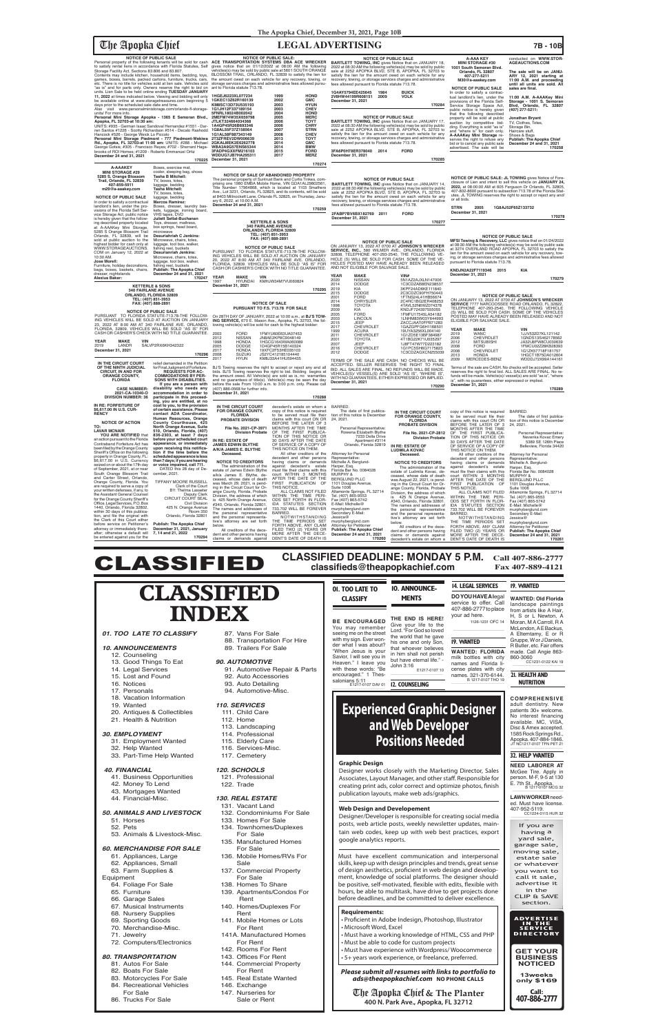# LEGAL ADVERTISING

**NOTICE OF PUBLIC SALE**

Personal property of the following tenants will be sold for cash to satisfy rental liens in accordance with Florida Statutes, Self Storage Facility Act, Sections 83.806 and 83.807. Contents may include kitchen, household items, bedding, toys, games, boxes, barrels, packed cartons, furniture, trucks, cars, etc. There is no title for vehicles sold at lien sale. Vehicles sold "as is" and for parts only. Owners reserve the right to bid on units. Lien Sale to be held online ending **TUESDAY JANUARY 11, 2022** at times indicated below. Viewing and bidding will only be available online at www.storagetreasures.com beginning 5 days prior to the scheduled sale date and time.

Also visit www.personalministorage.com/orlando-fl-storage-units/ For more info.

**Personal Mini Storage Apopka - 1365 E Semoran Blvd., Apopka, FL 32703-at 10:30 am:**

UNITS: #935 - German Isaac Sandoval Hernandez #1551 - Darren Santos #1226 - Scotty Richardson #514 - Decalo Rashodd Hancock #526 - George Weick Lo Piccolo

**Personal Mini Storage Piedmont - 777 Piedmont-Wekiwa Rd., Apopka, FL 32703-at 11:00 am:** UNITS: #288 - Michael George Gotsis; #305 - Francisco Reyes; #702 - Sherrard Hagabrooks of ROI Homes; #1209 - Roberto Emmanuel Ortiz

**December 24 and 31, 2021**

170225

---

**NOTICE OF PUBLIC SALE:**

**ACE TRANSPORTATION SYSTEMS DBA ACE WRECKER** gives notice that on 01/10/2022 at 08:00 AM the following vehicles(s) may be sold by public sale at 5601 SOUTH ORANGE BLOSSOM TRAIL, ORLANDO, FL 32809 to satisfy the lien for the amount owed on each vehicle for any recovery, towing, or storage services charges and administrative fees allowed pursuant to Florida statute 713.78.

| | | |
|---|---|---|
| 1HGEJ6223XL077234 | 1999 | HOND |
| 1GKEC13Z62R160139 | 2002 | GMC |
| KM8SC13D73U535193 | 2003 | HYUN |
| 1G1JH12F337189154 | 2003 | CHEV |
| 5FNRL18024B002042 | 2004 | HOND |
| 2MEFM74W35X659798 | 2005 | MERC |
| JTLKT324864063058 | 2006 | TOYT |
| 1A4GP45R36B504646 | 2006 | CHRY |
| 1G8AL55F37Z158564 | 2007 | STRN |
| 1G1AL58F987243149 | 2008 | CHEV |
| 2T3ZFREV2DW066639 | 2013 | TOYT |
| 2GKALMEK2E6262278 | 2014 | GMC |
| WBA3A9G57ENS65344 | 2014 | BMW |
| 3FADP4GXXFM216103 | 2015 | FORD |
| WDDUG7JB7HA295311 | 2017 | MERZ |

**December 31, 2021**

170274

---

**NOTICE OF PUBLIC SALE**

**BARTLETT TOWING, INC** gives Notice that on JANUARY 18, 2022 at 08:30 AM the following vehicles(s) may be sold by public sale at 2252 APOPKA BLVD, STE B, APOPKA, FL 32703 to satisfy the lien for the amount owed on each vehicle for any recovery, towing, or storage services charges and administrative fees allowed pursuant to Florida statute 713.78.

| | | |
|---|---|---|
| 1G4AY5794EE425645 | 1984 | BUICK |
| 2V8HW44195R608151 | 2005 | VOLK |

**December 31, 2021**

170284

---

**NOTICE OF PUBLIC SALE**

**BARTLETT TOWING, INC** gives Notice that on JANUARY 17, 2022 at 08:30 AM the following vehicles(s) may be sold by public sale at 2252 APOPKA BLVD, STE B, APOPKA, FL 32703 to satisfy the lien for the amount owed on each vehicle for any recovery, towing, or storage services charges and administrative fees allowed pursuant to Florida statute 713.78.

| | | |
|---|---|---|
| 3FA6P0H78ER378040 | 2014 | FORD |

**December 31, 2021**

170285

---

**A-AAA KEY MINI STORAGE #30**
**1001 South Semoran Blvd. Orlando, FL 32807**
**407-277-5211**
**M30@a-aaakey.com**

**NOTICE OF PUBLIC SALE**

In order to satisfy a contractual landlord's lien, under the provisions of the Florida Self-Service Storage Space Act, public notice is hereby given that the following described property will be sold at public auction by competitive bidding. Everything is sold "as is" and "where is" for cash only. **A-AAAKey Mini Storage** reserves the right to refuse any bid or to cancel any public sale advertised. The sale will be conducted on **WWW.STORAGEAUCTIONS.COM**

**The sale will be on JANUARY 12, 2022 starting at 11:00 A.M. and proceeding until all units are sold. All sales are final.**

**11:00 A.M. A-AAAKey Mini Storage - 1001 S. Semoran Blvd, Orlando, FL 32807 (407) 277-5211:**

**Jonathan Bryant**
TV, Clothes, Totes, Storage Bin, Hercules stuff, Brief case, Fridge.

**Publish: The Apopka Chief**
**December 24 and 31, 2021**

170258

---

**NOTICE OF PUBLIC SALE**

**BARTLETT TOWING, INC** gives Notice that on JANUARY 14, 2022 at 08:30 AM the following vehicles(s) may be sold by public sale at 2252 APOPKA BLVD, STE B, APOPKA, FL 32703 to satisfy the lien for the amount owed on each vehicle for any recovery, towing, or storage services charges and administrative fees allowed pursuant to Florida statute 713.78.

| | | |
|---|---|---|
| 2FABP7BV6BX182769 | 2011 | FORD |

**December 31, 2021**

170277

---

**NOTICE OF PUBLIC SALE: JL TOWING** gives Notice of Foreclosure of Lien and intent to sell this vehicle on **JANUARY 24, 2022,** at 08:00:00 AM at 605 Ferguson Dr Orlando, FL 32805, 407-802-8600 pursuant to subsection 713.78 of the Florida Statutes. JL TOWING reserves the right to accept or reject any and/or all bids.

| | | |
|---|---|---|
| STRN | 2005 | 1G8AJ52F65Z133732 |

**December 31, 2021**

170278

---

**A-AAAKEY MINI STORAGE #29**
**5285 S. Orange Blossom Trail, Orlando, FL 32839**
**407-859-5911**
**m29@a-aaakey.com**

**NOTICE OF PUBLIC SALE**

In order to satisfy a contractual landlord's lien, under the provisions of the Florida Self Service Storage Act, public notice is hereby given that the following described property located at A-AAAKey Mini Storage, 5285 S Orange Blossom Trail Orlando, FL 32839, will be sold at public auction to the highest bidder for cash only at WWW.STORAGEAUCTIONS.COM on January 12, 2022 at 10:30 AM.

**Jose Morell:**
Furniture, holiday decorations, bags, boxes, baskets, chairs, dresser, nightstands

**Alexius Baker:**
Boxes, exercise mat, cooler, sleeping bag, shoes

**Tasha B Mitchell:**
TV, boxes, totes, luggage, bedding

**Tasha Mitchell:**
TV, boxes, totes, luggage, bedding

**Marcos Ramirez:**
Boxes, dresser, laundry baskets, luggage, ironing board, VHS tapes, DVD

**Juliett Settal-Buchanan**
Toys, dresser, mattress, box springs, head board, microwave

**Desuriahriah C Jenkins:**
Microwave, chairs, totes, luggage, tool box, walker, fishing reel, buckets

**Desuriannah Jenkins:**
Microwave, chairs, totes, luggage, tool box, walker, fishing reel, buckets

**Publish: The Apopka Chief**
**December 24 and 31, 2021**

170247

---

**NOTICE OF SALE OF ABANDONED PROPERTY**

The personal property of Summer Bank and Curtis Tinkes, comprising one 1980 ELMA Mobile Home, VIN GDA1AL29802561, Title Number 17966495, which is located at 1103 Smothers Ave., Lot 2231, Orlando, FL 32825, and its contents, will be sold at 8403 Millrockett Lane, Orlando FL 32825, on Thursday, January 6, 2022, at 10:00 A.M.

**December 24 and 31, 2021**

170259

---

**NOTICE OF PUBLIC SALE**

**MFSI Towing & Recovery, LLC** gives notice that on 01/24/2022 at 08:30 AM the following vehicles(s) may be sold by public sale at 3274 OVERLAND ROAD APOPKA, FL 32703 to satisfy the lien for the amount owed on each vehicle for any recovery, towing, or storage services charges and administrative fees allowed pursuant to Florida statute 713.78.

| | | |
|---|---|---|
| KNDJN2A22F7119346 | 2015 | KIA |

**December 31, 2021**

170279

---

**KETTERLE & SONS**
**340 FAIRLANE AVENUE**
**ORLANDO, FLORIDA 32809**
**TEL: (407) 851-3953**
**FAX: (407) 888-2891**

**NOTICE OF PUBLIC SALE**

PURSUANT TO FLORIDA STATUTE 713.78 THE FOLLOWING VEHICLES WILL BE SOLD AT AUCTION ON JANUARY 23, 2022 AT 8:00 AM AT 340 FAIRLANE AVE. ORLANDO, FLORIDA 32809. VEHICLES WILL BE SOLD "AS IS" FOR CASH OR CASHIER'S CHECK WITH NO TITLE GUARANTEE.

| YEAR | MAKE | VIN |
|---|---|---|
| 2019 | LANDR | SALVP2RX6KH342522 |

**December 31, 2021**

170296

---

**KETTERLE & SONS**
**340 FAIRLANE AVENUE**
**ORLANDO, FLORIDA 32809**
**TEL: (407) 851-3953**
**FAX: (407) 888-2891**

**NOTICE OF PUBLIC SALE**

PURSUANT TO FLORIDA STATUTE 713.78 THE FOLLOWING VEHICLES WILL BE SOLD AT AUCTION ON JANUARY 20, 2022 AT 8:00 AM AT 340 FAIRLANE AVE. ORLANDO, FLORIDA 32809. VEHICLES WILL BE SOLD "AS IS" FOR CASH OR CASHIER'S CHECK WITH NO TITLE GUARANTEE.

| YEAR | MAKE | VIN |
|---|---|---|
| 1997 | HYUNDAI | KMHJW34M7VU060824 |

**December 31, 2021**

170295

---

**NOTICE OF SALE PURSUANT TO F.S. 713.78 FOR SALE**

On 28TH DAY OF JANUARY, 2022 at 10:00 a.m., at **BJ'S TOWING SERVICE**, 670 E. Mason Ave., Apopka, FL 32703, the following vehicle(s) will be sold for cash to the highest bidder:

| | | |
|---|---|---|
| 2003 | FORD | 1FMYU60E83UA07453 |
| 2012 | NISSAN | JN8AE2KP9C9048149 |
| 1998 | HONDA | 1HGCG1645WA020089 |
| 2005 | DODGE | 1D4GP45R15B140324 |
| 2017 | HONDA | 19XFC2F53HE025105 |
| 2008 | SUZUKI | JS2YC412185104440 |
| 2017 | HYUN | KM8J33A41HU584435 |

BJ'S Towing reserves the right to accept or reject any and all bids. BJ'S Towing reserves the right to bid. Bidding begins at the amount owed. All vehicles are sold as is, no warranty and no guarantees of title(s). Vehicle(s) may be seen the day before the sale from 10:00 a.m. to 3:00 p.m. only. Please call (407) 886-0568 for further info.

**December 31, 2021**

170288

---

**NOTICE OF PUBLIC SALE**

ON JANUARY 13, 2022 AT 0700 AT **JOHNSON'S WRECKER SERVICE, INC.**, 580 WILMER AVE., ORLANDO, FLORIDA 32808, TELEPHONE: 407-293-2540. THE FOLLOWING VEHICLE (S) WILL BE SOLD FOR CASH. SOME OF THE VEHICLES POSTED MAY HAVE ALREADY BEEN RELEASED AND NOT ELIGIBLE FOR SALVAGE SALE.

| YEAR | MAKE | VIN# |
|---|---|---|
| 2020 | NISSAN | 5N1AZ2AJXLN147006 |
| 2014 | DODGE | 1C3CDZAB8EN238537 |
| 2019 | KIA | 3KPF24AD8KE111840 |
| 2015 | DODGE | 2C3CDZC30FH750443 |
| 2001 | FORD | 1FTNS24L41HB56674 |
| 2014 | CHRYSLER | 2C4RC1BG2ER408253 |
| 1998 | TOYOTA | 4TAVL52N6WZ074378 |
| 2009 | KIA | KNDJF724397505555 |
| 2005 | FORD | 1FMFU17545LA54182 |
| 2003 | LINCOLN | 1LNHM83W03Y644893 |
| 2015 | JEEP | ZACCJAAT0FPB71283 |
| 2017 | CHEVROLET | 1GAZGPFG6H1168501 |
| 1999 | ACURA | 19UYA3256XL004140 |
| 2011 | CHEVROLET | 1G1ZD5E13BF384987 |
| 2001 | TOYOTA | 4T1BG22K71U035297 |
| 2007 | JEEP | 1J8FT47W77D223182 |
| 2016 | CHEVROLET | 1G1PC5SH9G7175823 |
| 2012 | DODGE | 1C3CDZAGXCN255039 |

TERMS OF THE SALE ARE CASH. NO CHECKS WILL BE ACCEPTED. SELLER RESERVES THE RIGHT TO FINAL BID. ALL SALES ARE FINAL. NO REFUNDS WILL BE MADE. VEHICLE(S)/ VESSEL(S) ARE SOLD "AS IS", "WHERE IS", WITH NO GUARANTEES, EITHER EXPRESSED OR IMPLIED.

**December 31, 2021**

170290

---

**NOTICE OF PUBLIC SALE**

ON JANUARY 13, 2022 AT 0700 AT **JOHNSON'S WRECKER SERVICE** 7777 NARCOOSSEE ROAD ORLANDO, FL 32822, TELEPHONE 407-293-2540. THE FOLLOWING VEHICLE (S) WILL BE SOLD FOR CASH. SOME OF THE VEHICLES POSTED MAY HAVE ALREADY BEEN RELEASED AND NOT ELIGIBLE FOR SALVAGE SALE.

| YEAR | MAKE | VIN |
|---|---|---|
| 2019 | WANC | 1JJV532D7KL121142 |
| 2006 | CHEVROLET | 1GNDS13S462178562 |
| 2012 | MITSUBISHI | JA32U8FW8CU030639 |
| 2008 | FORD | 1FMCU02Z58KB26393 |
| 2008 | CHEVROLET | 1G1ZK57718F181757 |
| 2013 | HONDA | 1HGCT1B78DA019604 |
| 2009 | MERCEDES-BENZ | WDDDJ72X09A144161 |

Terms of the sale are CASH. No checks will be accepted. Seller reserves the right to final bid. ALL SALES ARE FINAL. No refunds will be made. Vehicle(s)/ vessel(s) are sold "as is", "where is", with no guarantees, either expressed or implied.

**December 31, 2021**

170289

---

**IN THE CIRCUIT COURT OF THE NINTH JUDICIAL CIRCUIT, IN AND FOR ORANGE COUNTY, FLORIDA**

**CASE NUMBER: 2021-CA-10340-O**
**DIVISION NUMBER: 36**

**IN RE: FORFEITURE OF $6,617.00 IN U.S. CURRENCY**

**NOTICE OF ACTION**

**TO: LAVAR MCNAIR**

**YOU ARE NOTIFIED** that an action pursuant to the Florida Contraband Forfeiture Act has been filed by the Orange County Sheriff's Office on the following property in Orange County, FL: $6,617.00 in U.S. Currency seized on or about the 17th day of September, 2021, at or near South Orange Blossom Trail and Carter Street, Orlando, Orange County, Florida. You are required to serve a copy of your written defenses, if any, to the Assistant General Counsel for the Orange County Sheriff's Office, Legal Services, P.O. Box 1440, Orlando, Florida 32802, within 30 days of this publication, and file the original with the Clerk of this Court either before service on Petitioner's attorney or immediately thereafter; otherwise a default will be entered against you for the relief demanded in the Petition for Final Judgment of Forfeiture.

**REQUESTS FOR ACCOMMODATIONS BY PERSONS WITH DISABILITIES.**

**If you are a person with disability who needs any accommodation in order to participate in this proceeding, you are entitled, at no cost to you, to the provision of certain assistance. Please contact ADA Coordinator, Human Resources, Orange County Courthouse, 425 North Orange Avenue, Suite 510, Orlando, Florida, (407) 836-2303, at least 7 days before your scheduled court appearance, or immediately upon receiving this notification if the time before the scheduled appearance is less than 7 days; if you are hearing or voice impaired, call 711.**

DATED this 28 day of December, 2021.

TIFFANY MOORE RUSSELL
Clerk of the Court
BY: Thelma Lasseter
Deputy Clerk
CIRCUIT COURT SEAL
Civil Division
425 N. Orange Avenue
Room 350
Orlando, Florida 32801

**Publish: The Apopka Chief**
**December 31, 2021, January 7, 14 and 21, 2022**

170294

---

**IN THE CIRCUIT COURT FOR ORANGE COUNTY, FLORIDA**
**PROBATE DIVISION**

**File No. 2021-CP-3971**
**Division Probate**

**IN RE: ESTATE OF JAMES EDWIN BLYTHE AKA JAMES E. BLYTHE**
**Deceased.**

**NOTICE TO CREDITORS**

The administration of the estate of James Edwin Blythe a/k/a James E. Blythe, deceased, whose date of death was March 29, 2021, is pending in the Circuit Court for Orange County, Florida, Probate Division, the address of which is 425 North Orange Avenue, #340, Orlando, Florida 32801. The names and addresses of the personal representative and the personal representative's attorney are set forth below.

All creditors of the decedent and other persons having claims or demands against decedent's estate on whom a copy of this notice is required to be served must file their claims with this court ON OR BEFORE THE LATER OF 3 MONTHS AFTER THE TIME OF THE FIRST PUBLICATION OF THIS NOTICE OR 30 DAYS AFTER THE DATE OF SERVICE OF A COPY OF THIS NOTICE ON THEM.

All other creditors of the decedent and other persons having claims or demands against decedent's estate must file their claims with this court WITHIN 3 MONTHS AFTER THE DATE OF THE FIRST PUBLICATION OF THIS NOTICE.

ALL CLAIMS NOT FILED WITHIN THE TIME PERIODS SET FORTH IN FLORIDA STATUTES SECTION 733.702 WILL BE FOREVER BARRED.

NOTWITHSTANDING THE TIME PERIODS SET FORTH ABOVE, ANY CLAIM FILED TWO (2) YEARS OR MORE AFTER THE DECEDENT'S DATE OF DEATH IS BARRED.

The date of first publication of this notice is December 24, 2021.

Personal Representative:
Rowena Elizabeth Blythe
7233 Della Drive
Apartment #3114
Orlando, Florida 32819

Attorney for Personal Representative:
Michelle A. Berglund-Harper, Esq.
Florida Bar No. 0084028
MURPHY & BERGLUND PLLC
1101 Douglas Avenue, Suite 1006
Altamonte Springs, FL 32714
Tel. (407) 865-9553
Fax (407) 865-5742
E-Mail: Michelle@murphyberglund.com
Secondary E-Mail: Jessica@murphyberglund.com
Attorney for Petitioner

**Publish: The Apopka Chief**
**December 24 and 31, 2021**

170260

---

**IN THE CIRCUIT COURT FOR ORANGE COUNTY, FLORIDA**
**PROBATE DIVISION**

**File No. 2021-CP-2812**
**Division Probate**

**IN RE: ESTATE OF LUDMILA KOVAC**
**Deceased.**

**NOTICE TO CREDITORS**

The administration of the estate of Ludmila Kovac, deceased, whose date of death was August 22, 2021, is pending in the Circuit Court for Orange County, Florida, Probate Division, the address of which is 425 N. Orange Avenue, #340, Orlando, Florida 32801. The names and addresses of the personal representative and the personal representative's attorney are set forth below.

All creditors of the decedent and other persons having claims or demands against decedent's estate on whom a copy of this notice is required to be served must file their claims with this court ON OR BEFORE THE LATER OF 3 MONTHS AFTER THE TIME OF THE FIRST PUBLICATION OF THIS NOTICE OR 30 DAYS AFTER THE DATE OF SERVICE OF A COPY OF THIS NOTICE ON THEM.

All other creditors of the decedent and other persons having claims or demands against decedent's estate must file their claims with this court WITHIN 3 MONTHS AFTER THE DATE OF THE FIRST PUBLICATION OF THIS NOTICE.

ALL CLAIMS NOT FILED WITHIN THE TIME PERIODS SET FORTH IN FLORIDA STATUTES SECTION 733.702 WILL BE FOREVER BARRED.

NOTWITHSTANDING THE TIME PERIODS SET FORTH ABOVE, ANY CLAIM FILED TWO (2) YEARS OR MORE AFTER THE DECEDENT'S DATE OF DEATH IS BARRED.

The date of first publication of this notice is December 24, 2021.

Personal Representative:
Nevenka Kovac Emery
3389 SE 128th Place
Belleview, Florida 34420

Attorney for Personal Representative:
Michelle A. Berglund-Harper, Esq.
Florida Bar No. 0084028
MURPHY & BERGLUND PLLC
1101 Douglas Avenue, Suite 1006
Altamonte Springs, FL 32714
Tel. (407) 865-9553
Fax (407) 865-5742
E-Mail: Michelle@murphyberglund.com
Secondary E-Mail: Jessica@murphyberglund.com
Attorney for Petitioner

**Publish: The Apopka Chief**
**December 24 and 31, 2021**

170261

---

# CLASSIFIED

**CLASSIFIED DEADLINE: MONDAY 5 P.M.** Call 407-886-2777
classifieds@theapopkachief.com Fax 407-889-4121

## CLASSIFIED INDEX

### 01. TOO LATE TO CLASSIFY

### 10. ANNOUNCEMENTS
- 12. Counseling
- 13. Good Things To Eat
- 14. Legal Services
- 15. Lost and Found
- 16. Notices
- 17. Personals
- 18. Vacation Information
- 19. Wanted
- 20. Antiques & Collectibles
- 21. Health & Nutrition

### 30. EMPLOYMENT
- 31. Employment Wanted
- 32. Help Wanted
- 33. Part-Time Help Wanted

### 40. FINANCIAL
- 41. Business Opportunities
- 42. Money To Lend
- 43. Mortgages Wanted
- 44. Financial-Misc.

### 50. ANIMALS AND LIVESTOCK
- 51. Horses
- 52. Pets
- 53. Animals & Livestock-Misc.

### 60. MERCHANDISE FOR SALE
- 61. Appliances, Large
- 62. Appliances, Small
- 63. Farm Supplies & Equipment
- 64. Foliage For Sale
- 65. Furniture
- 66. Garage Sales
- 67. Musical Instruments
- 68. Nursery Supplies
- 69. Sporting Goods
- 70. Merchandise-Misc.
- 71. Jewelry
- 72. Computers/Electronics

### 80. TRANSPORTATION
- 81. Autos For Sale
- 82. Boats For Sale
- 83. Motorcycles For Sale
- 84. Recreational Vehicles For Sale
- 86. Trucks For Sale
- 87. Vans For Sale
- 88. Transportation For Hire
- 89. Trailers For Sale

### 90. AUTOMOTIVE
- 91. Automotive Repair & Parts
- 92. Auto Accessories
- 93. Auto Detailing
- 94. Automotive-Misc.

### 110. SERVICES
- 111. Child Care
- 112. Home
- 113. Landscaping
- 114. Professional
- 115. Elderly Care
- 116. Services-Misc.
- 117. Cemetery

### 120. SCHOOLS
- 121. Professional
- 122. Trade

### 130. REAL ESTATE
- 131. Vacant Land
- 132. Condominiums For Sale
- 133. Homes For Sale
- 134. Townhomes/Duplexes For Sale
- 135. Manufactured Homes For Sale
- 136. Mobile Homes/RVs For Sale
- 137. Commercial Property For Sale
- 138. Homes To Share
- 139. Apartments/Condos For Rent
- 140. Homes/Duplexes For Rent
- 141. Mobile Homes or Lots For Rent
- 141A. Manufactured Homes For Rent
- 142. Rooms For Rent
- 143. Offices For Rent
- 144. Commercial Property For Rent
- 145. Real Estate Wanted
- 146. Exchange
- 147. Nurseries for Sale or Rent

---

### 01. TOO LATE TO CLASSIFY

### 10. ANNOUNCEMENTS

**THE END IS HERE!** Give your life to the Lord. "For God so loved the world that he gave his one and only Son, that whoever believes in him shall not perish but have eternal life." - John 3:16
E1217-0107 10

**BE ENCOURAGED** You may remember seeing me on the street with my sign. Ever wonder what I was about? "When Jesus is your Savior, I will see you in Heaven." I leave you with these words: "Be encouraged." 1 Thessalonians 5:11
E1217-0107 DAV 01

### 12. COUNSELING

### 14. LEGAL SERVICES

**DO YOU HAVE A** legal service to offer. Call 407-886-2777 to place your ad here.
1126-1231 OFC 14

### 19. WANTED

**WANTED: FLORIDA** milk bottles with city names and Florida license plates with city names. 321-370-6144.
B 1217-0107 THO 19

**WANTED: Old Florida** landscape paintings from artists like A Hair, H, S or L Newton, A Moran, M A Carroll, R A McLendon, A E Backus, A Ettemlamy, E or R Gruppe, W or J Daniels, R Butler, etc. Fair offers made. Call Angie 863-860-3060
CC1231-0122 KAI 19

### 21. HEALTH AND NUTRITION

**COMPREHENSIVE** adult dentistry. New patients 30+ welcome. No interest financing available. MC, VISA, Disc & Amex accepted. 1585 Rock Springs Rd., Apopka. 407-884-1846.
JT NC1217-0107 TFN PET 21

### 32. HELP WANTED

**NEED LABORER AT** McGee Tire. Apply in person. M-F, 9-5 at 130 E. 7th St., Apopka.
B 1217-0107 MCG 32

**LAWN WORKER** needed. Must have license. 407-952-5119.
CC1224-0115 HUR 32

---

## Experienced Graphic Designer and Web Developer Positions Needed

### Graphic Design

Designer works closely with the Marketing Director, Sales Associates, Layout Manager, and other staff. Responsible for creating print ads, color correct and optimize photos, finish publication layouts, make web ads/graphics.

### Web Design and Development

Designer/Developer is responsible for creating social media posts, web article posts, weekly newsletter updates, maintain web code, keep up with web best practices, export google analytics reports.

Must have excellent communication and interpersonal skills, keep up with design principles and trends, great sense of design aesthetics, proficient in web design and development, knowledge of social platforms. The designer should be positive, self-motivated, flexible with edits, flexible with hours, be able to multitask, have drive to get projects done before deadlines, and be committed to deliver excellence.

**Requirements:**
- Proficient in Adobe Indesign, Photoshop, Illustrator
- Microsoft Word, Excel
- Must have a working knowledge of HTML, CSS and PHP
- Must be able to code for custom projects
- Must have experience with Wordpress/ Woocommerce
- 5+ years work experience, or freelance, preferred.

***Please submit all resumes with links to portfolio to ads@theapopkachief.com* NO PHONE CALLS**

**The Apopka Chief & The Planter**
**400 N. Park Ave., Apopka, FL 32712**

---

If you are having a yard sale, garage sale, moving sale, estate sale or whatever you want to call it sale, advertise it in the CLIP & SAVE section.

**ADVERTISE IN THE SERVICE DIRECTORY**

**GET YOUR BUSINESS NOTICED**

**13weeks only $169**

**Call: 407-886-2777**